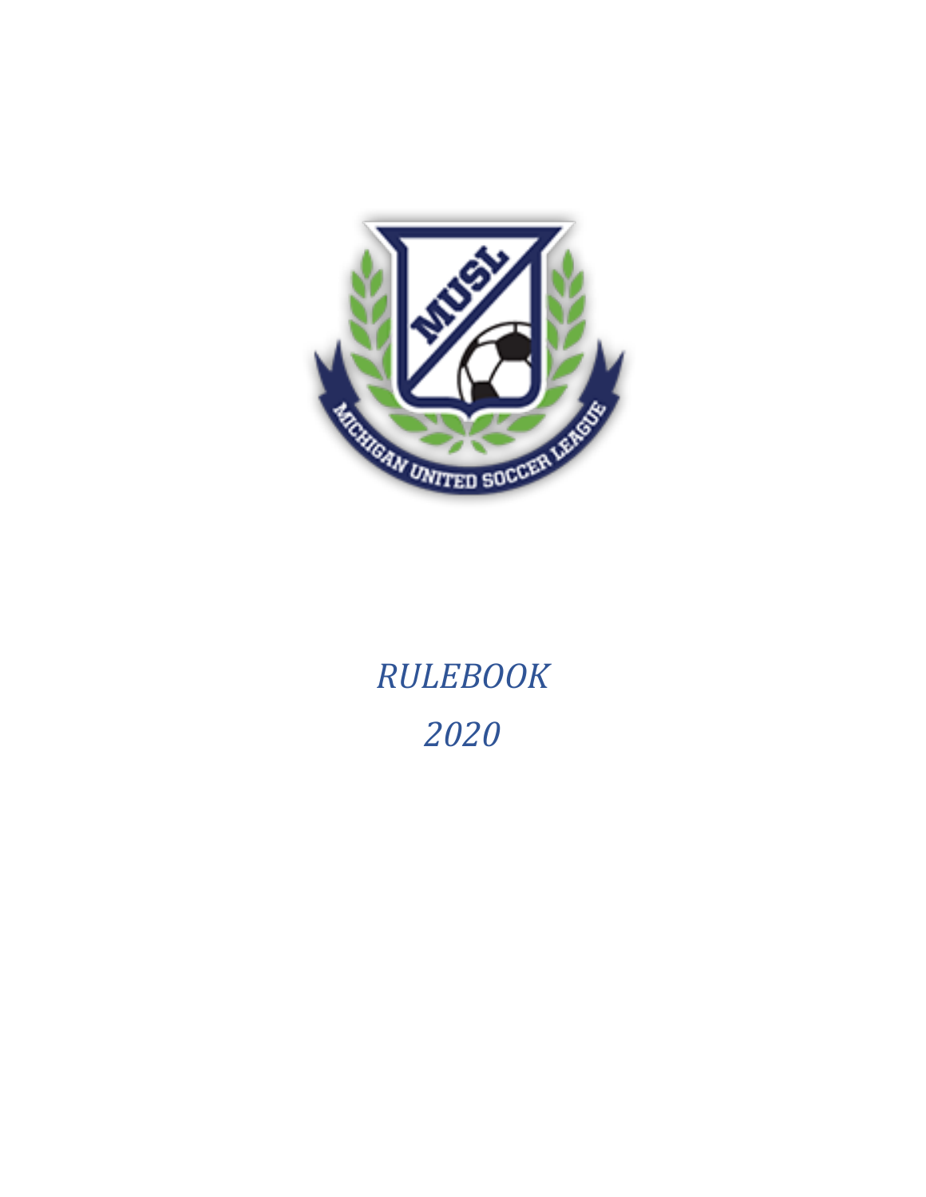*RULEBOOK*

*2020*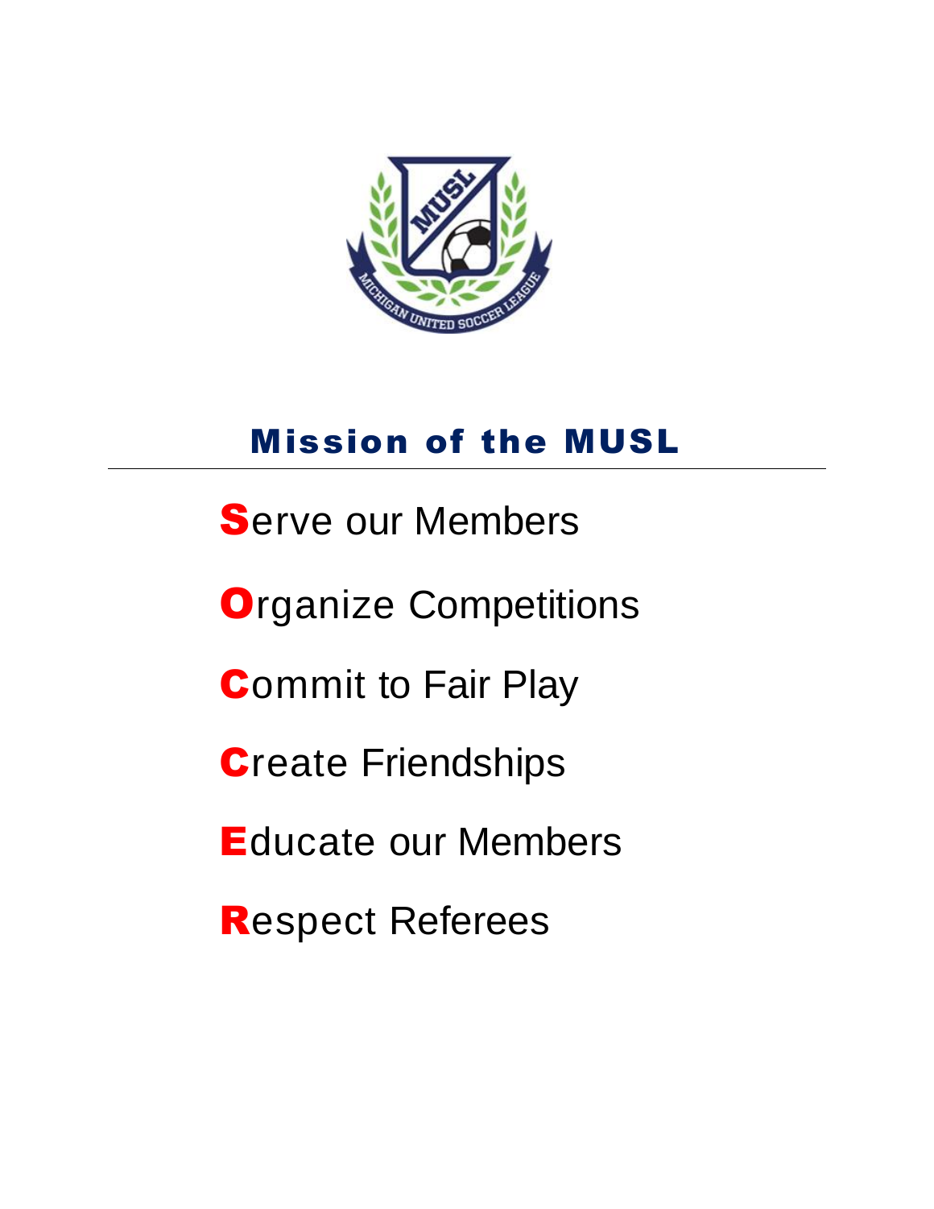# Mission of the MUSL

**S**erve our Members

**O**rganize Competitions

**C**ommit to Fair Play

**C**reate Friendships

**E**ducate our Members

**R**espect Referees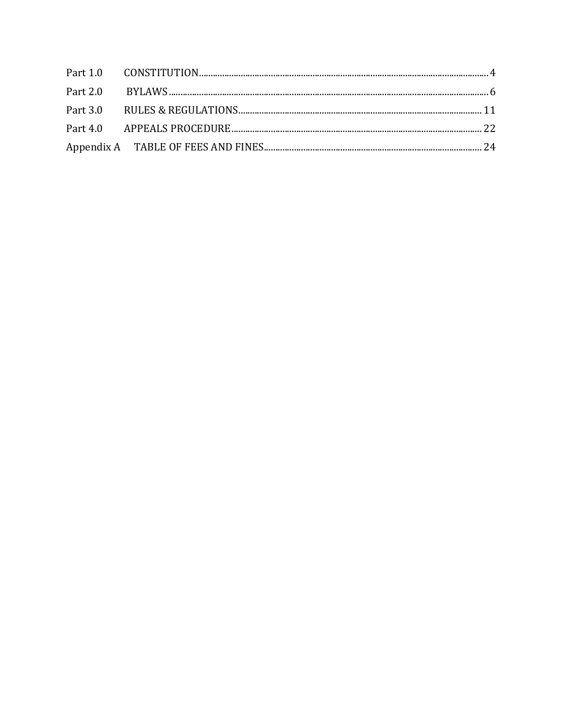Part 1.0 CONSTITUTION.......................................................................................................................... 4

Part 2.0 BYLAWS....................................................................................................................................... 6

Part 3.0 RULES & REGULATIONS....................................................................................................... 11

Part 4.0 APPEALS PROCEDURE........................................................................................................... 22

Appendix A TABLE OF FEES AND FINES............................................................................................ 24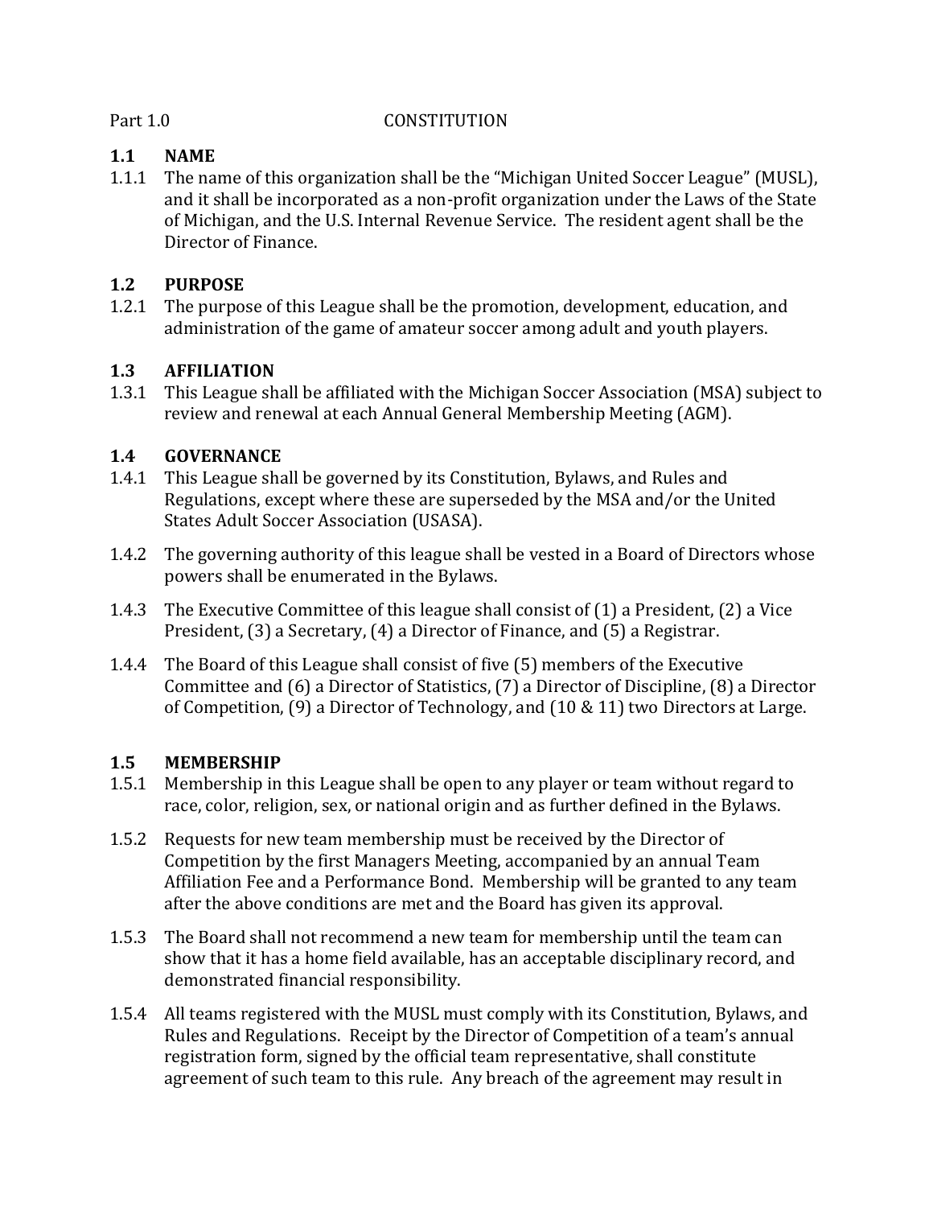Part 1.0 CONSTITUTION

## 1.1 NAME

1.1.1 The name of this organization shall be the “Michigan United Soccer League” (MUSL), and it shall be incorporated as a non-profit organization under the Laws of the State of Michigan, and the U.S. Internal Revenue Service. The resident agent shall be the Director of Finance.

## 1.2 PURPOSE

1.2.1 The purpose of this League shall be the promotion, development, education, and administration of the game of amateur soccer among adult and youth players.

## 1.3 AFFILIATION

1.3.1 This League shall be affiliated with the Michigan Soccer Association (MSA) subject to review and renewal at each Annual General Membership Meeting (AGM).

## 1.4 GOVERNANCE

1.4.1 This League shall be governed by its Constitution, Bylaws, and Rules and Regulations, except where these are superseded by the MSA and/or the United States Adult Soccer Association (USASA).

1.4.2 The governing authority of this league shall be vested in a Board of Directors whose powers shall be enumerated in the Bylaws.

1.4.3 The Executive Committee of this league shall consist of (1) a President, (2) a Vice President, (3) a Secretary, (4) a Director of Finance, and (5) a Registrar.

1.4.4 The Board of this League shall consist of five (5) members of the Executive Committee and (6) a Director of Statistics, (7) a Director of Discipline, (8) a Director of Competition, (9) a Director of Technology, and (10 & 11) two Directors at Large.

## 1.5 MEMBERSHIP

1.5.1 Membership in this League shall be open to any player or team without regard to race, color, religion, sex, or national origin and as further defined in the Bylaws.

1.5.2 Requests for new team membership must be received by the Director of Competition by the first Managers Meeting, accompanied by an annual Team Affiliation Fee and a Performance Bond. Membership will be granted to any team after the above conditions are met and the Board has given its approval.

1.5.3 The Board shall not recommend a new team for membership until the team can show that it has a home field available, has an acceptable disciplinary record, and demonstrated financial responsibility.

1.5.4 All teams registered with the MUSL must comply with its Constitution, Bylaws, and Rules and Regulations. Receipt by the Director of Competition of a team’s annual registration form, signed by the official team representative, shall constitute agreement of such team to this rule. Any breach of the agreement may result in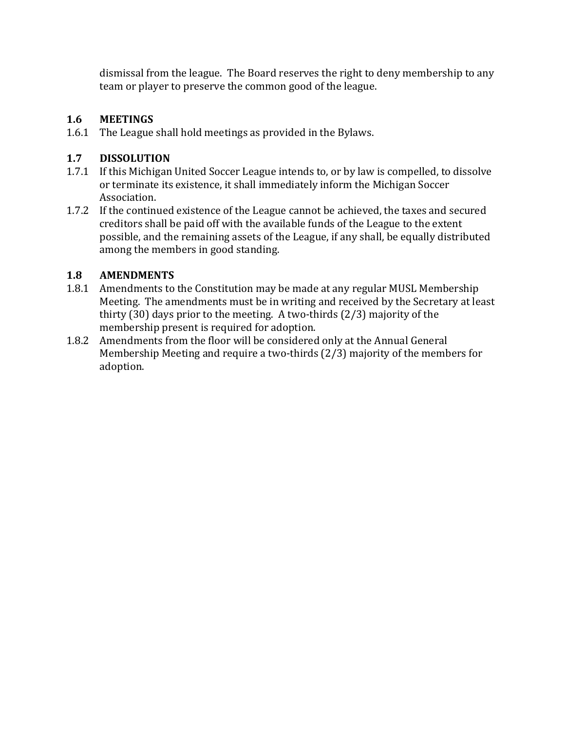dismissal from the league. The Board reserves the right to deny membership to any team or player to preserve the common good of the league.

### 1.6 MEETINGS

1.6.1 The League shall hold meetings as provided in the Bylaws.

### 1.7 DISSOLUTION

1.7.1 If this Michigan United Soccer League intends to, or by law is compelled, to dissolve or terminate its existence, it shall immediately inform the Michigan Soccer Association.

1.7.2 If the continued existence of the League cannot be achieved, the taxes and secured creditors shall be paid off with the available funds of the League to the extent possible, and the remaining assets of the League, if any shall, be equally distributed among the members in good standing.

### 1.8 AMENDMENTS

1.8.1 Amendments to the Constitution may be made at any regular MUSL Membership Meeting. The amendments must be in writing and received by the Secretary at least thirty (30) days prior to the meeting. A two-thirds (2/3) majority of the membership present is required for adoption.

1.8.2 Amendments from the floor will be considered only at the Annual General Membership Meeting and require a two-thirds (2/3) majority of the members for adoption.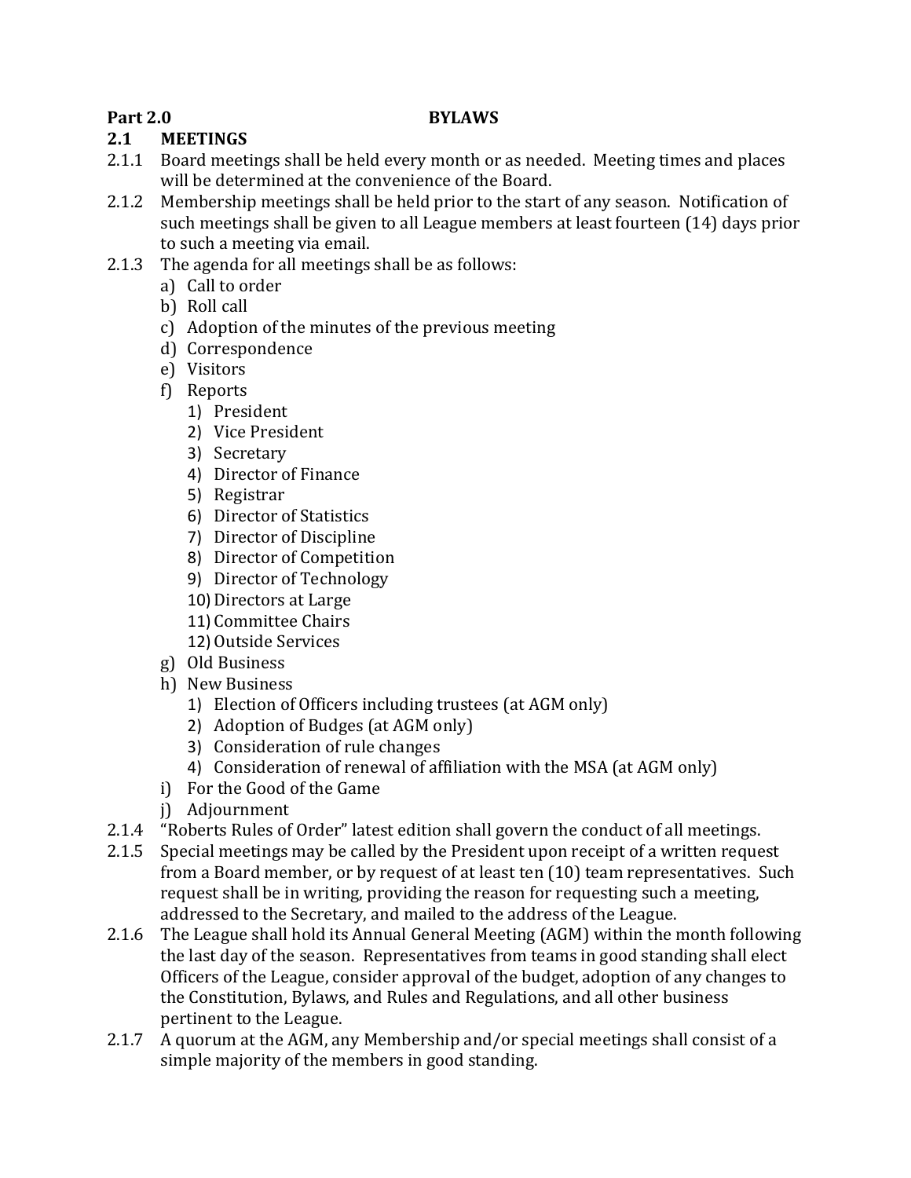# Part 2.0 BYLAWS

## 2.1 MEETINGS

2.1.1 Board meetings shall be held every month or as needed. Meeting times and places will be determined at the convenience of the Board.

2.1.2 Membership meetings shall be held prior to the start of any season. Notification of such meetings shall be given to all League members at least fourteen (14) days prior to such a meeting via email.

2.1.3 The agenda for all meetings shall be as follows:

- a) Call to order
- b) Roll call
- c) Adoption of the minutes of the previous meeting
- d) Correspondence
- e) Visitors
- f) Reports
  1) President
  2) Vice President
  3) Secretary
  4) Director of Finance
  5) Registrar
  6) Director of Statistics
  7) Director of Discipline
  8) Director of Competition
  9) Director of Technology
  10) Directors at Large
  11) Committee Chairs
  12) Outside Services
- g) Old Business
- h) New Business
  1) Election of Officers including trustees (at AGM only)
  2) Adoption of Budges (at AGM only)
  3) Consideration of rule changes
  4) Consideration of renewal of affiliation with the MSA (at AGM only)
- i) For the Good of the Game
- j) Adjournment

2.1.4 "Roberts Rules of Order" latest edition shall govern the conduct of all meetings.

2.1.5 Special meetings may be called by the President upon receipt of a written request from a Board member, or by request of at least ten (10) team representatives. Such request shall be in writing, providing the reason for requesting such a meeting, addressed to the Secretary, and mailed to the address of the League.

2.1.6 The League shall hold its Annual General Meeting (AGM) within the month following the last day of the season. Representatives from teams in good standing shall elect Officers of the League, consider approval of the budget, adoption of any changes to the Constitution, Bylaws, and Rules and Regulations, and all other business pertinent to the League.

2.1.7 A quorum at the AGM, any Membership and/or special meetings shall consist of a simple majority of the members in good standing.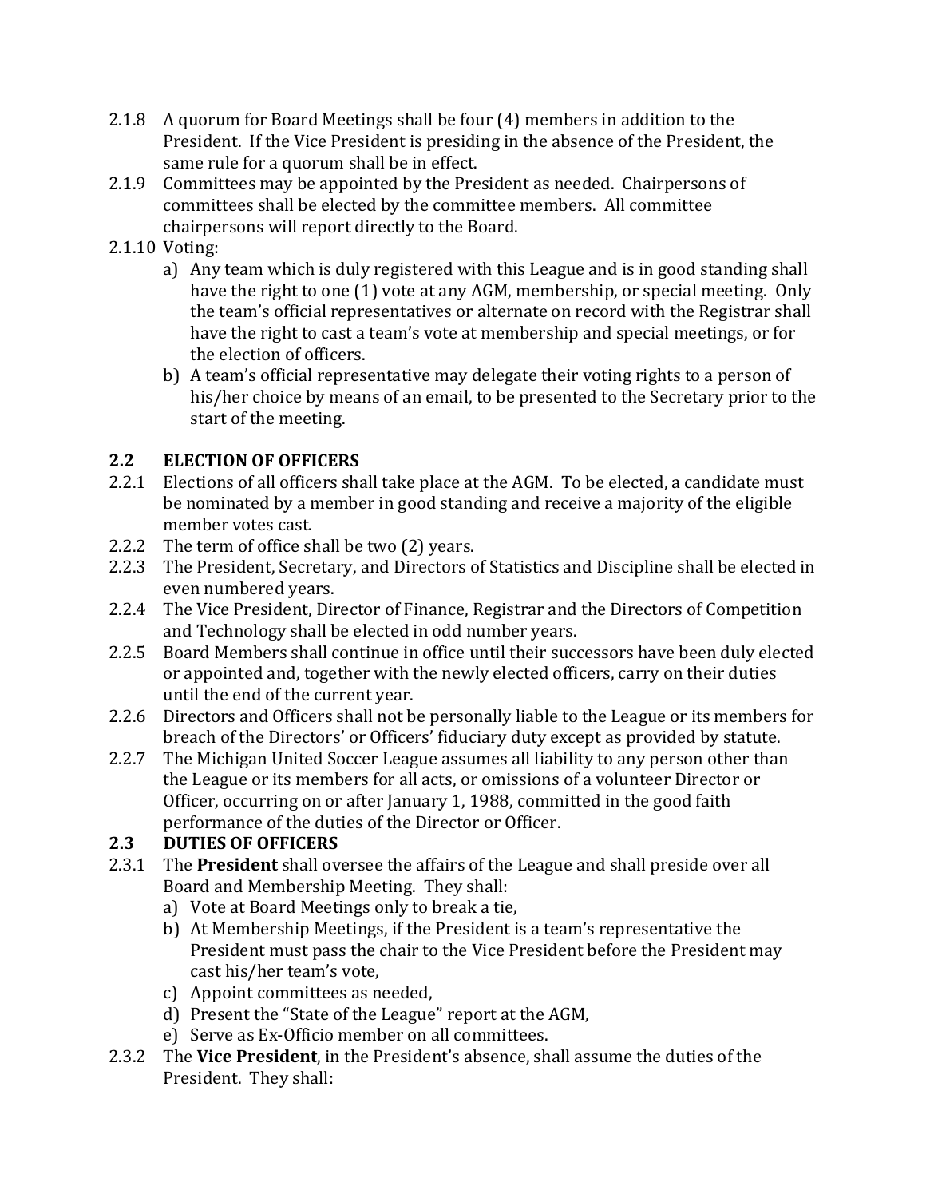2.1.8 A quorum for Board Meetings shall be four (4) members in addition to the President. If the Vice President is presiding in the absence of the President, the same rule for a quorum shall be in effect.

2.1.9 Committees may be appointed by the President as needed. Chairpersons of committees shall be elected by the committee members. All committee chairpersons will report directly to the Board.

2.1.10 Voting:

a) Any team which is duly registered with this League and is in good standing shall have the right to one (1) vote at any AGM, membership, or special meeting. Only the team's official representatives or alternate on record with the Registrar shall have the right to cast a team's vote at membership and special meetings, or for the election of officers.

b) A team's official representative may delegate their voting rights to a person of his/her choice by means of an email, to be presented to the Secretary prior to the start of the meeting.

## 2.2 ELECTION OF OFFICERS

2.2.1 Elections of all officers shall take place at the AGM. To be elected, a candidate must be nominated by a member in good standing and receive a majority of the eligible member votes cast.

2.2.2 The term of office shall be two (2) years.

2.2.3 The President, Secretary, and Directors of Statistics and Discipline shall be elected in even numbered years.

2.2.4 The Vice President, Director of Finance, Registrar and the Directors of Competition and Technology shall be elected in odd number years.

2.2.5 Board Members shall continue in office until their successors have been duly elected or appointed and, together with the newly elected officers, carry on their duties until the end of the current year.

2.2.6 Directors and Officers shall not be personally liable to the League or its members for breach of the Directors' or Officers' fiduciary duty except as provided by statute.

2.2.7 The Michigan United Soccer League assumes all liability to any person other than the League or its members for all acts, or omissions of a volunteer Director or Officer, occurring on or after January 1, 1988, committed in the good faith performance of the duties of the Director or Officer.

## 2.3 DUTIES OF OFFICERS

2.3.1 The **President** shall oversee the affairs of the League and shall preside over all Board and Membership Meeting. They shall:

a) Vote at Board Meetings only to break a tie,

b) At Membership Meetings, if the President is a team's representative the President must pass the chair to the Vice President before the President may cast his/her team's vote,

c) Appoint committees as needed,

d) Present the "State of the League" report at the AGM,

e) Serve as Ex-Officio member on all committees.

2.3.2 The **Vice President**, in the President's absence, shall assume the duties of the President. They shall: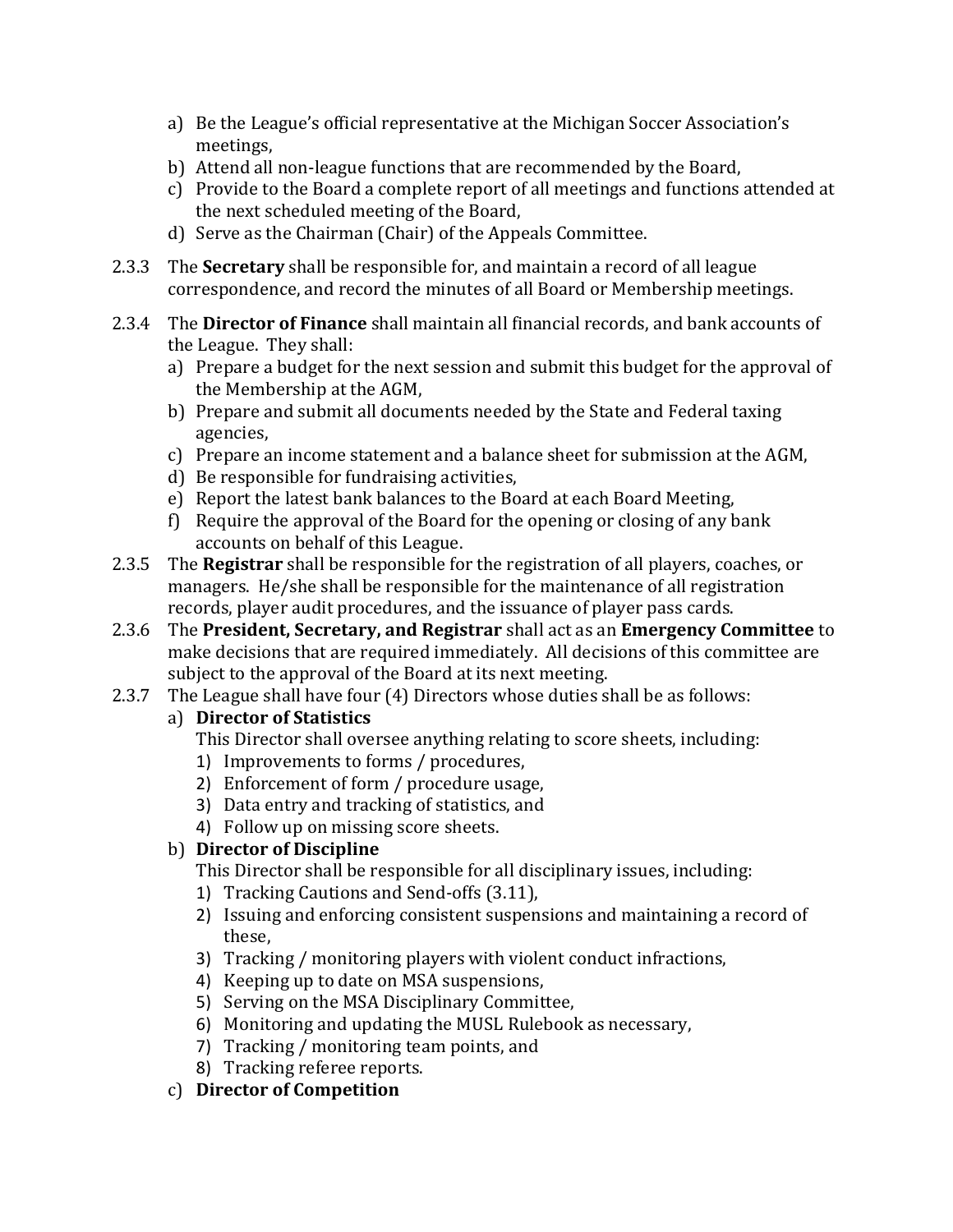a) Be the League's official representative at the Michigan Soccer Association's meetings,
b) Attend all non-league functions that are recommended by the Board,
c) Provide to the Board a complete report of all meetings and functions attended at the next scheduled meeting of the Board,
d) Serve as the Chairman (Chair) of the Appeals Committee.

2.3.3 The **Secretary** shall be responsible for, and maintain a record of all league correspondence, and record the minutes of all Board or Membership meetings.

2.3.4 The **Director of Finance** shall maintain all financial records, and bank accounts of the League. They shall:

a) Prepare a budget for the next session and submit this budget for the approval of the Membership at the AGM,
b) Prepare and submit all documents needed by the State and Federal taxing agencies,
c) Prepare an income statement and a balance sheet for submission at the AGM,
d) Be responsible for fundraising activities,
e) Report the latest bank balances to the Board at each Board Meeting,
f) Require the approval of the Board for the opening or closing of any bank accounts on behalf of this League.

2.3.5 The **Registrar** shall be responsible for the registration of all players, coaches, or managers. He/she shall be responsible for the maintenance of all registration records, player audit procedures, and the issuance of player pass cards.

2.3.6 The **President, Secretary, and Registrar** shall act as an **Emergency Committee** to make decisions that are required immediately. All decisions of this committee are subject to the approval of the Board at its next meeting.

2.3.7 The League shall have four (4) Directors whose duties shall be as follows:

a) **Director of Statistics**
   This Director shall oversee anything relating to score sheets, including:
   1) Improvements to forms / procedures,
   2) Enforcement of form / procedure usage,
   3) Data entry and tracking of statistics, and
   4) Follow up on missing score sheets.

b) **Director of Discipline**
   This Director shall be responsible for all disciplinary issues, including:
   1) Tracking Cautions and Send-offs (3.11),
   2) Issuing and enforcing consistent suspensions and maintaining a record of these,
   3) Tracking / monitoring players with violent conduct infractions,
   4) Keeping up to date on MSA suspensions,
   5) Serving on the MSA Disciplinary Committee,
   6) Monitoring and updating the MUSL Rulebook as necessary,
   7) Tracking / monitoring team points, and
   8) Tracking referee reports.

c) **Director of Competition**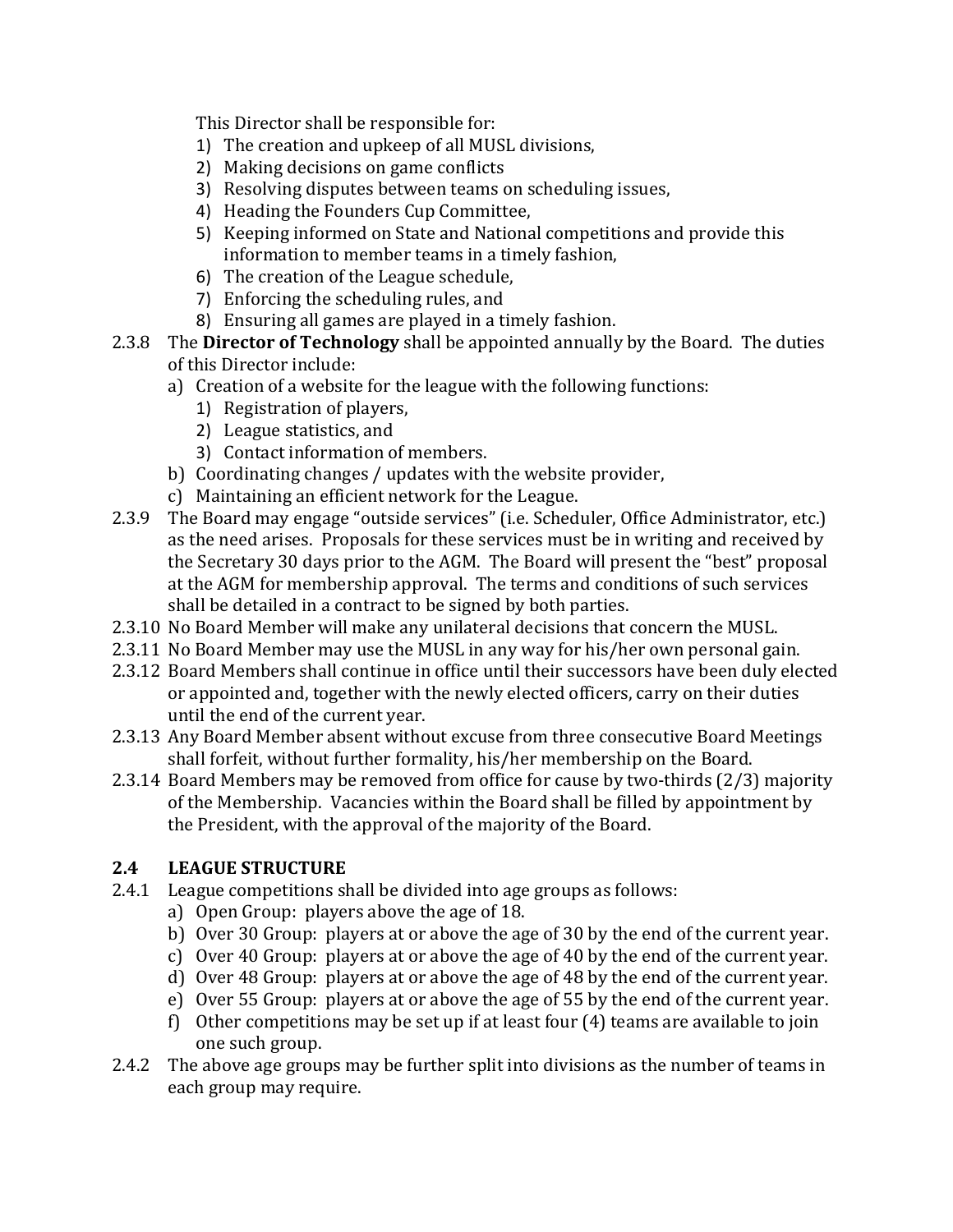This Director shall be responsible for:

1) The creation and upkeep of all MUSL divisions,
2) Making decisions on game conflicts
3) Resolving disputes between teams on scheduling issues,
4) Heading the Founders Cup Committee,
5) Keeping informed on State and National competitions and provide this information to member teams in a timely fashion,
6) The creation of the League schedule,
7) Enforcing the scheduling rules, and
8) Ensuring all games are played in a timely fashion.

2.3.8 The **Director of Technology** shall be appointed annually by the Board. The duties of this Director include:

- a) Creation of a website for the league with the following functions:
  1) Registration of players,
  2) League statistics, and
  3) Contact information of members.
- b) Coordinating changes / updates with the website provider,
- c) Maintaining an efficient network for the League.

2.3.9 The Board may engage "outside services" (i.e. Scheduler, Office Administrator, etc.) as the need arises. Proposals for these services must be in writing and received by the Secretary 30 days prior to the AGM. The Board will present the "best" proposal at the AGM for membership approval. The terms and conditions of such services shall be detailed in a contract to be signed by both parties.

2.3.10 No Board Member will make any unilateral decisions that concern the MUSL.

2.3.11 No Board Member may use the MUSL in any way for his/her own personal gain.

2.3.12 Board Members shall continue in office until their successors have been duly elected or appointed and, together with the newly elected officers, carry on their duties until the end of the current year.

2.3.13 Any Board Member absent without excuse from three consecutive Board Meetings shall forfeit, without further formality, his/her membership on the Board.

2.3.14 Board Members may be removed from office for cause by two-thirds (2/3) majority of the Membership. Vacancies within the Board shall be filled by appointment by the President, with the approval of the majority of the Board.

## 2.4 LEAGUE STRUCTURE

2.4.1 League competitions shall be divided into age groups as follows:

- a) Open Group: players above the age of 18.
- b) Over 30 Group: players at or above the age of 30 by the end of the current year.
- c) Over 40 Group: players at or above the age of 40 by the end of the current year.
- d) Over 48 Group: players at or above the age of 48 by the end of the current year.
- e) Over 55 Group: players at or above the age of 55 by the end of the current year.
- f) Other competitions may be set up if at least four (4) teams are available to join one such group.

2.4.2 The above age groups may be further split into divisions as the number of teams in each group may require.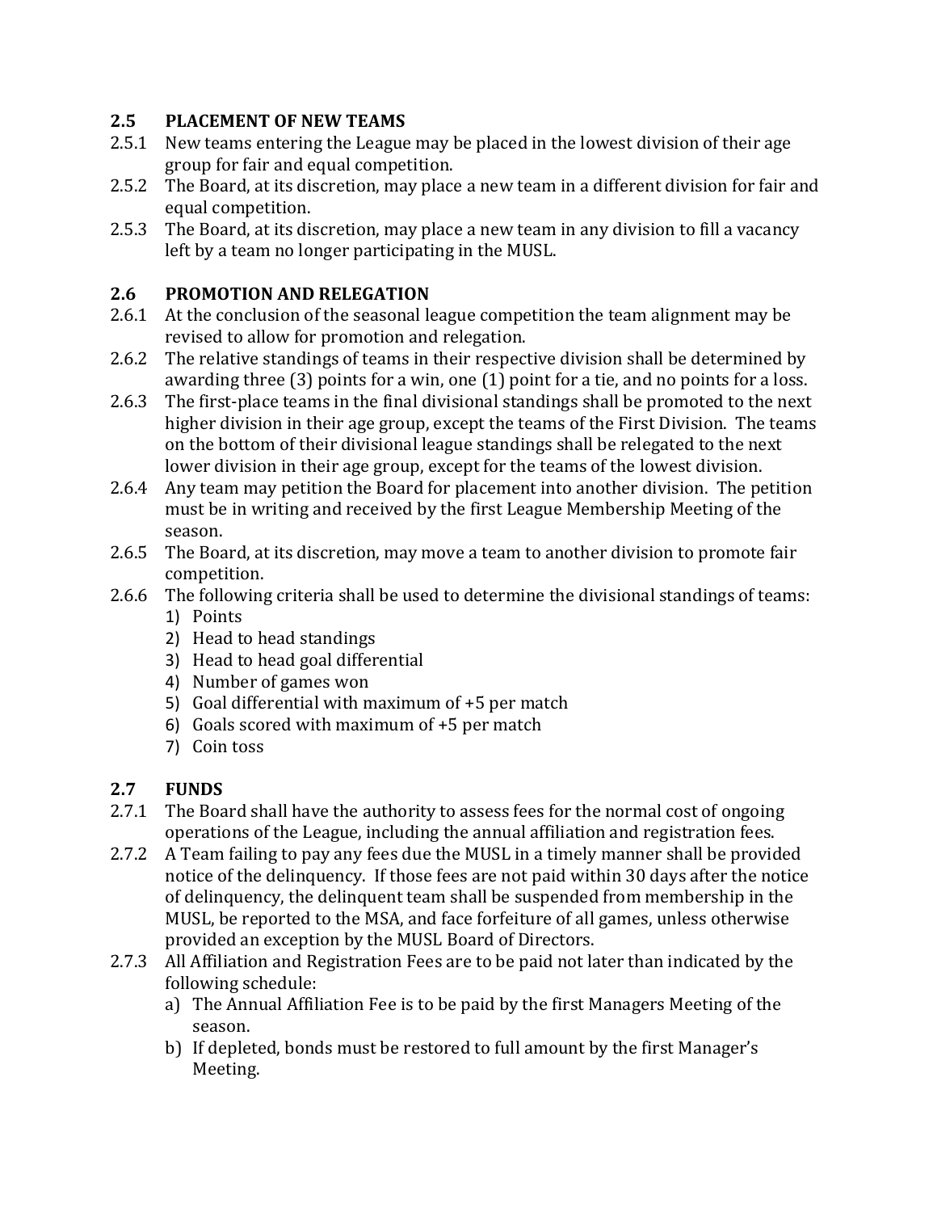## 2.5 PLACEMENT OF NEW TEAMS

2.5.1 New teams entering the League may be placed in the lowest division of their age group for fair and equal competition.

2.5.2 The Board, at its discretion, may place a new team in a different division for fair and equal competition.

2.5.3 The Board, at its discretion, may place a new team in any division to fill a vacancy left by a team no longer participating in the MUSL.

## 2.6 PROMOTION AND RELEGATION

2.6.1 At the conclusion of the seasonal league competition the team alignment may be revised to allow for promotion and relegation.

2.6.2 The relative standings of teams in their respective division shall be determined by awarding three (3) points for a win, one (1) point for a tie, and no points for a loss.

2.6.3 The first-place teams in the final divisional standings shall be promoted to the next higher division in their age group, except the teams of the First Division. The teams on the bottom of their divisional league standings shall be relegated to the next lower division in their age group, except for the teams of the lowest division.

2.6.4 Any team may petition the Board for placement into another division. The petition must be in writing and received by the first League Membership Meeting of the season.

2.6.5 The Board, at its discretion, may move a team to another division to promote fair competition.

2.6.6 The following criteria shall be used to determine the divisional standings of teams:

1) Points
2) Head to head standings
3) Head to head goal differential
4) Number of games won
5) Goal differential with maximum of +5 per match
6) Goals scored with maximum of +5 per match
7) Coin toss

## 2.7 FUNDS

2.7.1 The Board shall have the authority to assess fees for the normal cost of ongoing operations of the League, including the annual affiliation and registration fees.

2.7.2 A Team failing to pay any fees due the MUSL in a timely manner shall be provided notice of the delinquency. If those fees are not paid within 30 days after the notice of delinquency, the delinquent team shall be suspended from membership in the MUSL, be reported to the MSA, and face forfeiture of all games, unless otherwise provided an exception by the MUSL Board of Directors.

2.7.3 All Affiliation and Registration Fees are to be paid not later than indicated by the following schedule:

a) The Annual Affiliation Fee is to be paid by the first Managers Meeting of the season.
b) If depleted, bonds must be restored to full amount by the first Manager's Meeting.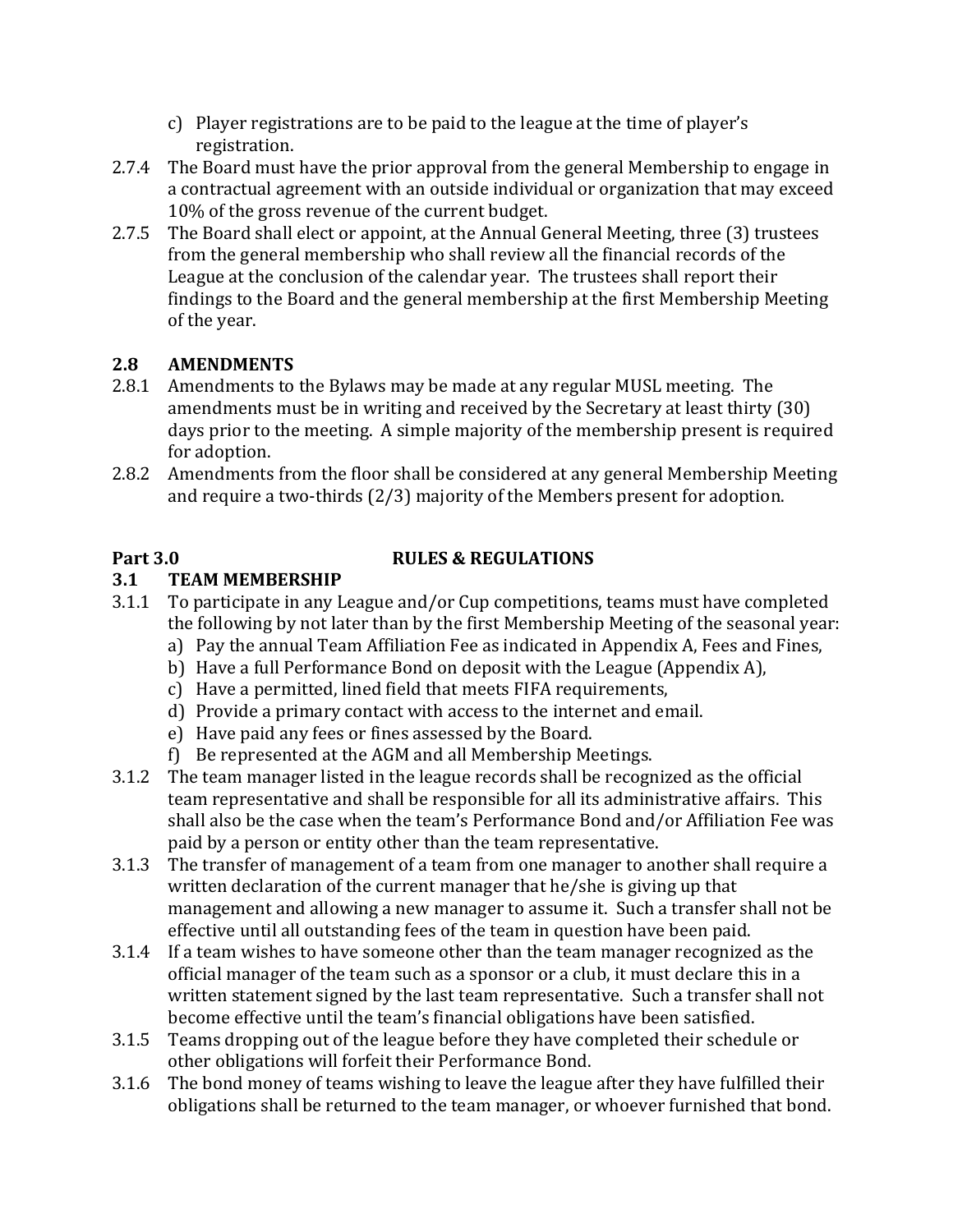c) Player registrations are to be paid to the league at the time of player's registration.

2.7.4 The Board must have the prior approval from the general Membership to engage in a contractual agreement with an outside individual or organization that may exceed 10% of the gross revenue of the current budget.

2.7.5 The Board shall elect or appoint, at the Annual General Meeting, three (3) trustees from the general membership who shall review all the financial records of the League at the conclusion of the calendar year. The trustees shall report their findings to the Board and the general membership at the first Membership Meeting of the year.

### 2.8 AMENDMENTS

2.8.1 Amendments to the Bylaws may be made at any regular MUSL meeting. The amendments must be in writing and received by the Secretary at least thirty (30) days prior to the meeting. A simple majority of the membership present is required for adoption.

2.8.2 Amendments from the floor shall be considered at any general Membership Meeting and require a two-thirds (2/3) majority of the Members present for adoption.

## Part 3.0 RULES & REGULATIONS

### 3.1 TEAM MEMBERSHIP

3.1.1 To participate in any League and/or Cup competitions, teams must have completed the following by not later than by the first Membership Meeting of the seasonal year:

a) Pay the annual Team Affiliation Fee as indicated in Appendix A, Fees and Fines,
b) Have a full Performance Bond on deposit with the League (Appendix A),
c) Have a permitted, lined field that meets FIFA requirements,
d) Provide a primary contact with access to the internet and email.
e) Have paid any fees or fines assessed by the Board.
f) Be represented at the AGM and all Membership Meetings.

3.1.2 The team manager listed in the league records shall be recognized as the official team representative and shall be responsible for all its administrative affairs. This shall also be the case when the team's Performance Bond and/or Affiliation Fee was paid by a person or entity other than the team representative.

3.1.3 The transfer of management of a team from one manager to another shall require a written declaration of the current manager that he/she is giving up that management and allowing a new manager to assume it. Such a transfer shall not be effective until all outstanding fees of the team in question have been paid.

3.1.4 If a team wishes to have someone other than the team manager recognized as the official manager of the team such as a sponsor or a club, it must declare this in a written statement signed by the last team representative. Such a transfer shall not become effective until the team's financial obligations have been satisfied.

3.1.5 Teams dropping out of the league before they have completed their schedule or other obligations will forfeit their Performance Bond.

3.1.6 The bond money of teams wishing to leave the league after they have fulfilled their obligations shall be returned to the team manager, or whoever furnished that bond.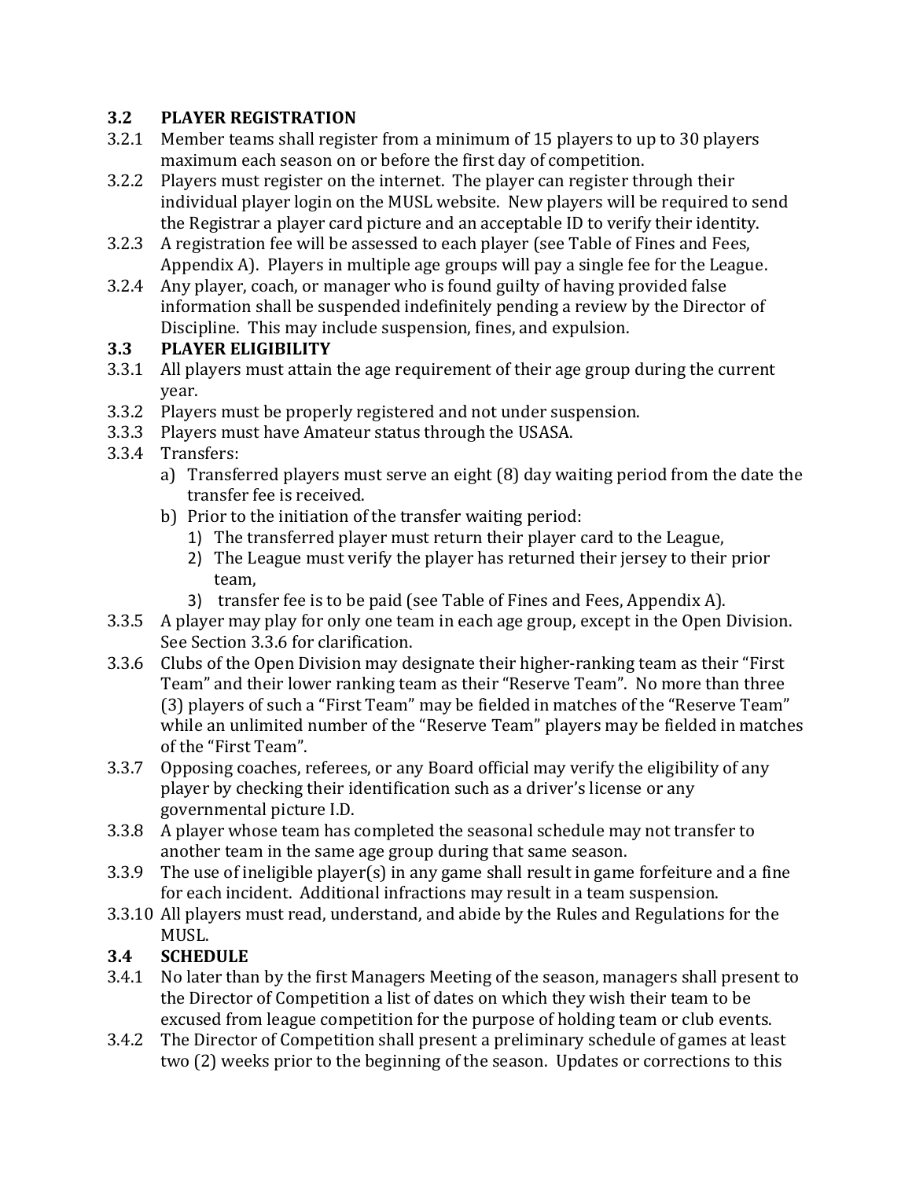### 3.2 PLAYER REGISTRATION

3.2.1 Member teams shall register from a minimum of 15 players to up to 30 players maximum each season on or before the first day of competition.

3.2.2 Players must register on the internet. The player can register through their individual player login on the MUSL website. New players will be required to send the Registrar a player card picture and an acceptable ID to verify their identity.

3.2.3 A registration fee will be assessed to each player (see Table of Fines and Fees, Appendix A). Players in multiple age groups will pay a single fee for the League.

3.2.4 Any player, coach, or manager who is found guilty of having provided false information shall be suspended indefinitely pending a review by the Director of Discipline. This may include suspension, fines, and expulsion.

### 3.3 PLAYER ELIGIBILITY

3.3.1 All players must attain the age requirement of their age group during the current year.

3.3.2 Players must be properly registered and not under suspension.

3.3.3 Players must have Amateur status through the USASA.

3.3.4 Transfers:

a) Transferred players must serve an eight (8) day waiting period from the date the transfer fee is received.

b) Prior to the initiation of the transfer waiting period:

1) The transferred player must return their player card to the League,
2) The League must verify the player has returned their jersey to their prior team,
3) transfer fee is to be paid (see Table of Fines and Fees, Appendix A).

3.3.5 A player may play for only one team in each age group, except in the Open Division. See Section 3.3.6 for clarification.

3.3.6 Clubs of the Open Division may designate their higher-ranking team as their "First Team" and their lower ranking team as their "Reserve Team". No more than three (3) players of such a "First Team" may be fielded in matches of the "Reserve Team" while an unlimited number of the "Reserve Team" players may be fielded in matches of the "First Team".

3.3.7 Opposing coaches, referees, or any Board official may verify the eligibility of any player by checking their identification such as a driver's license or any governmental picture I.D.

3.3.8 A player whose team has completed the seasonal schedule may not transfer to another team in the same age group during that same season.

3.3.9 The use of ineligible player(s) in any game shall result in game forfeiture and a fine for each incident. Additional infractions may result in a team suspension.

3.3.10 All players must read, understand, and abide by the Rules and Regulations for the MUSL.

### 3.4 SCHEDULE

3.4.1 No later than by the first Managers Meeting of the season, managers shall present to the Director of Competition a list of dates on which they wish their team to be excused from league competition for the purpose of holding team or club events.

3.4.2 The Director of Competition shall present a preliminary schedule of games at least two (2) weeks prior to the beginning of the season. Updates or corrections to this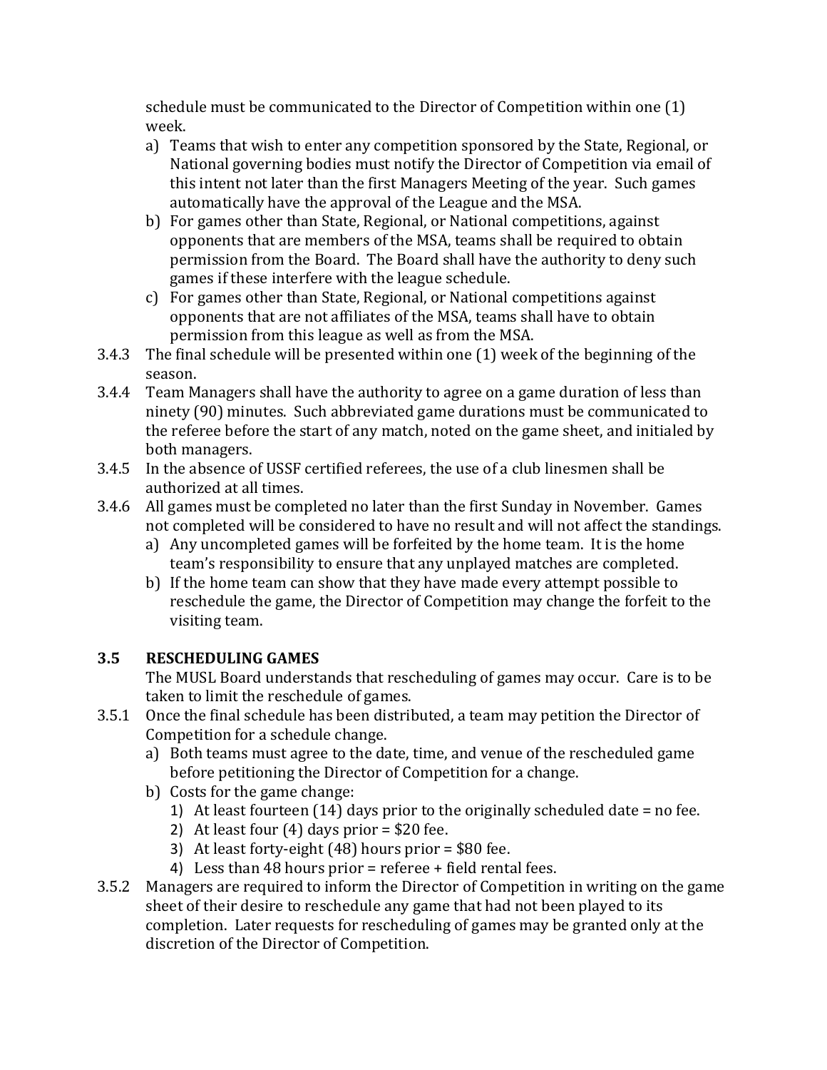schedule must be communicated to the Director of Competition within one (1) week.

a) Teams that wish to enter any competition sponsored by the State, Regional, or National governing bodies must notify the Director of Competition via email of this intent not later than the first Managers Meeting of the year. Such games automatically have the approval of the League and the MSA.
b) For games other than State, Regional, or National competitions, against opponents that are members of the MSA, teams shall be required to obtain permission from the Board. The Board shall have the authority to deny such games if these interfere with the league schedule.
c) For games other than State, Regional, or National competitions against opponents that are not affiliates of the MSA, teams shall have to obtain permission from this league as well as from the MSA.

3.4.3 The final schedule will be presented within one (1) week of the beginning of the season.

3.4.4 Team Managers shall have the authority to agree on a game duration of less than ninety (90) minutes. Such abbreviated game durations must be communicated to the referee before the start of any match, noted on the game sheet, and initialed by both managers.

3.4.5 In the absence of USSF certified referees, the use of a club linesmen shall be authorized at all times.

3.4.6 All games must be completed no later than the first Sunday in November. Games not completed will be considered to have no result and will not affect the standings.

a) Any uncompleted games will be forfeited by the home team. It is the home team's responsibility to ensure that any unplayed matches are completed.
b) If the home team can show that they have made every attempt possible to reschedule the game, the Director of Competition may change the forfeit to the visiting team.

### 3.5 RESCHEDULING GAMES

The MUSL Board understands that rescheduling of games may occur. Care is to be taken to limit the reschedule of games.

3.5.1 Once the final schedule has been distributed, a team may petition the Director of Competition for a schedule change.

a) Both teams must agree to the date, time, and venue of the rescheduled game before petitioning the Director of Competition for a change.
b) Costs for the game change:
    1) At least fourteen (14) days prior to the originally scheduled date = no fee.
    2) At least four (4) days prior = $20 fee.
    3) At least forty-eight (48) hours prior = $80 fee.
    4) Less than 48 hours prior = referee + field rental fees.

3.5.2 Managers are required to inform the Director of Competition in writing on the game sheet of their desire to reschedule any game that had not been played to its completion. Later requests for rescheduling of games may be granted only at the discretion of the Director of Competition.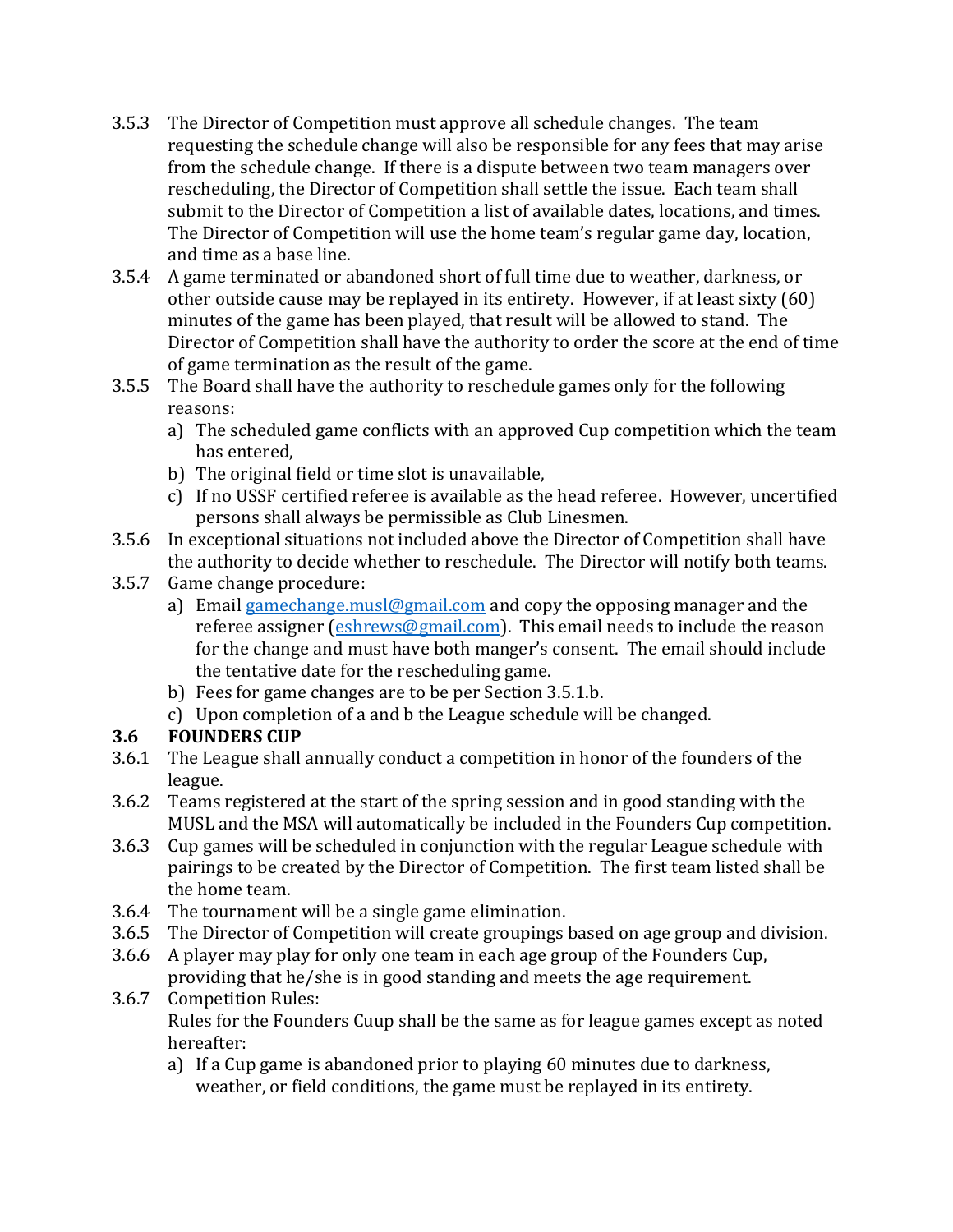3.5.3 The Director of Competition must approve all schedule changes. The team requesting the schedule change will also be responsible for any fees that may arise from the schedule change. If there is a dispute between two team managers over rescheduling, the Director of Competition shall settle the issue. Each team shall submit to the Director of Competition a list of available dates, locations, and times. The Director of Competition will use the home team's regular game day, location, and time as a base line.

3.5.4 A game terminated or abandoned short of full time due to weather, darkness, or other outside cause may be replayed in its entirety. However, if at least sixty (60) minutes of the game has been played, that result will be allowed to stand. The Director of Competition shall have the authority to order the score at the end of time of game termination as the result of the game.

3.5.5 The Board shall have the authority to reschedule games only for the following reasons:

a) The scheduled game conflicts with an approved Cup competition which the team has entered,
b) The original field or time slot is unavailable,
c) If no USSF certified referee is available as the head referee. However, uncertified persons shall always be permissible as Club Linesmen.

3.5.6 In exceptional situations not included above the Director of Competition shall have the authority to decide whether to reschedule. The Director will notify both teams.

3.5.7 Game change procedure:

a) Email [gamechange.musl@gmail.com](mailto:gamechange.musl@gmail.com) and copy the opposing manager and the referee assigner ([eshrews@gmail.com](mailto:eshrews@gmail.com)). This email needs to include the reason for the change and must have both manger's consent. The email should include the tentative date for the rescheduling game.
b) Fees for game changes are to be per Section 3.5.1.b.
c) Upon completion of a and b the League schedule will be changed.

### 3.6 FOUNDERS CUP

3.6.1 The League shall annually conduct a competition in honor of the founders of the league.

3.6.2 Teams registered at the start of the spring session and in good standing with the MUSL and the MSA will automatically be included in the Founders Cup competition.

3.6.3 Cup games will be scheduled in conjunction with the regular League schedule with pairings to be created by the Director of Competition. The first team listed shall be the home team.

3.6.4 The tournament will be a single game elimination.

3.6.5 The Director of Competition will create groupings based on age group and division.

3.6.6 A player may play for only one team in each age group of the Founders Cup, providing that he/she is in good standing and meets the age requirement.

3.6.7 Competition Rules:
Rules for the Founders Cuup shall be the same as for league games except as noted hereafter:

a) If a Cup game is abandoned prior to playing 60 minutes due to darkness, weather, or field conditions, the game must be replayed in its entirety.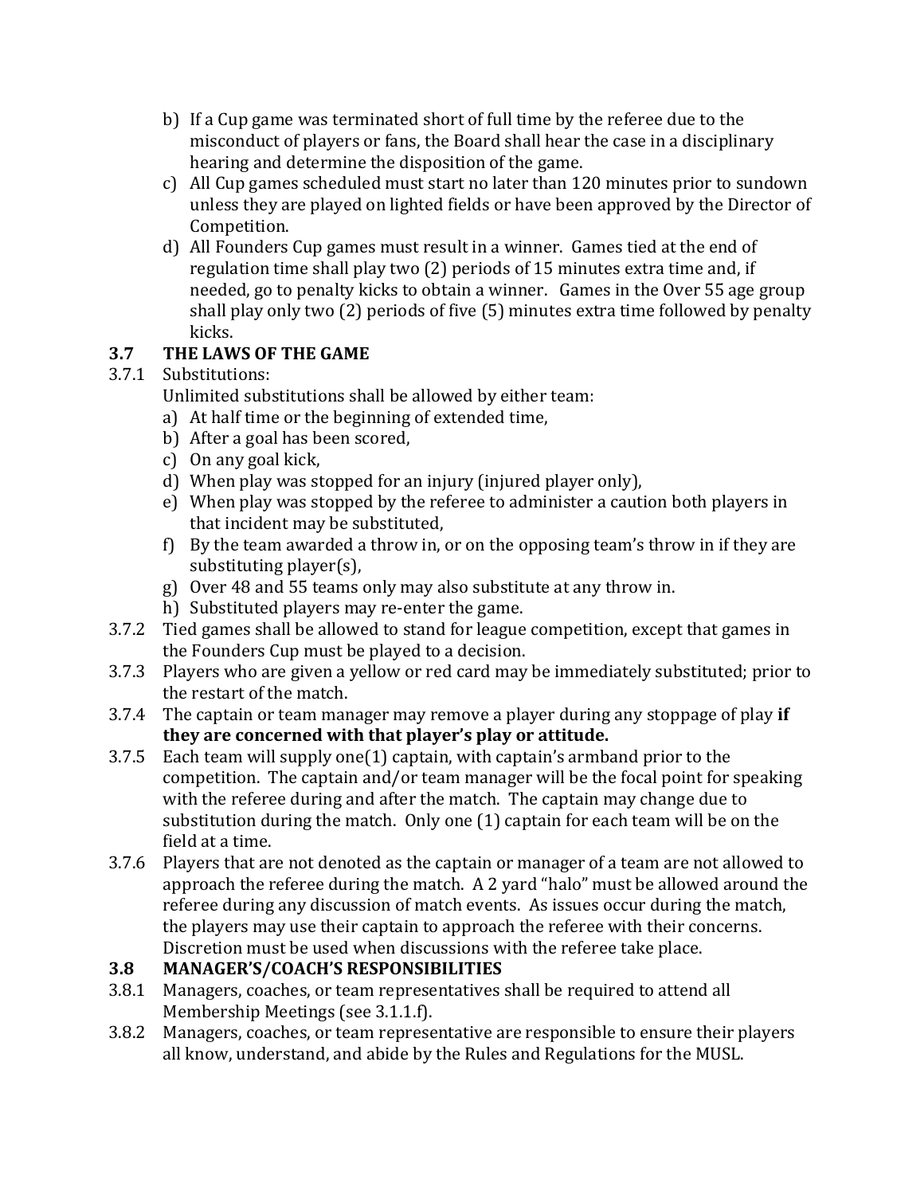b) If a Cup game was terminated short of full time by the referee due to the misconduct of players or fans, the Board shall hear the case in a disciplinary hearing and determine the disposition of the game.

c) All Cup games scheduled must start no later than 120 minutes prior to sundown unless they are played on lighted fields or have been approved by the Director of Competition.

d) All Founders Cup games must result in a winner. Games tied at the end of regulation time shall play two (2) periods of 15 minutes extra time and, if needed, go to penalty kicks to obtain a winner. Games in the Over 55 age group shall play only two (2) periods of five (5) minutes extra time followed by penalty kicks.

## 3.7 THE LAWS OF THE GAME

3.7.1 Substitutions:

Unlimited substitutions shall be allowed by either team:

a) At half time or the beginning of extended time,
b) After a goal has been scored,
c) On any goal kick,
d) When play was stopped for an injury (injured player only),
e) When play was stopped by the referee to administer a caution both players in that incident may be substituted,
f) By the team awarded a throw in, or on the opposing team's throw in if they are substituting player(s),
g) Over 48 and 55 teams only may also substitute at any throw in.
h) Substituted players may re-enter the game.

3.7.2 Tied games shall be allowed to stand for league competition, except that games in the Founders Cup must be played to a decision.

3.7.3 Players who are given a yellow or red card may be immediately substituted; prior to the restart of the match.

3.7.4 The captain or team manager may remove a player during any stoppage of play **if they are concerned with that player's play or attitude.**

3.7.5 Each team will supply one(1) captain, with captain's armband prior to the competition. The captain and/or team manager will be the focal point for speaking with the referee during and after the match. The captain may change due to substitution during the match. Only one (1) captain for each team will be on the field at a time.

3.7.6 Players that are not denoted as the captain or manager of a team are not allowed to approach the referee during the match. A 2 yard "halo" must be allowed around the referee during any discussion of match events. As issues occur during the match, the players may use their captain to approach the referee with their concerns. Discretion must be used when discussions with the referee take place.

## 3.8 MANAGER'S/COACH'S RESPONSIBILITIES

3.8.1 Managers, coaches, or team representatives shall be required to attend all Membership Meetings (see 3.1.1.f).

3.8.2 Managers, coaches, or team representative are responsible to ensure their players all know, understand, and abide by the Rules and Regulations for the MUSL.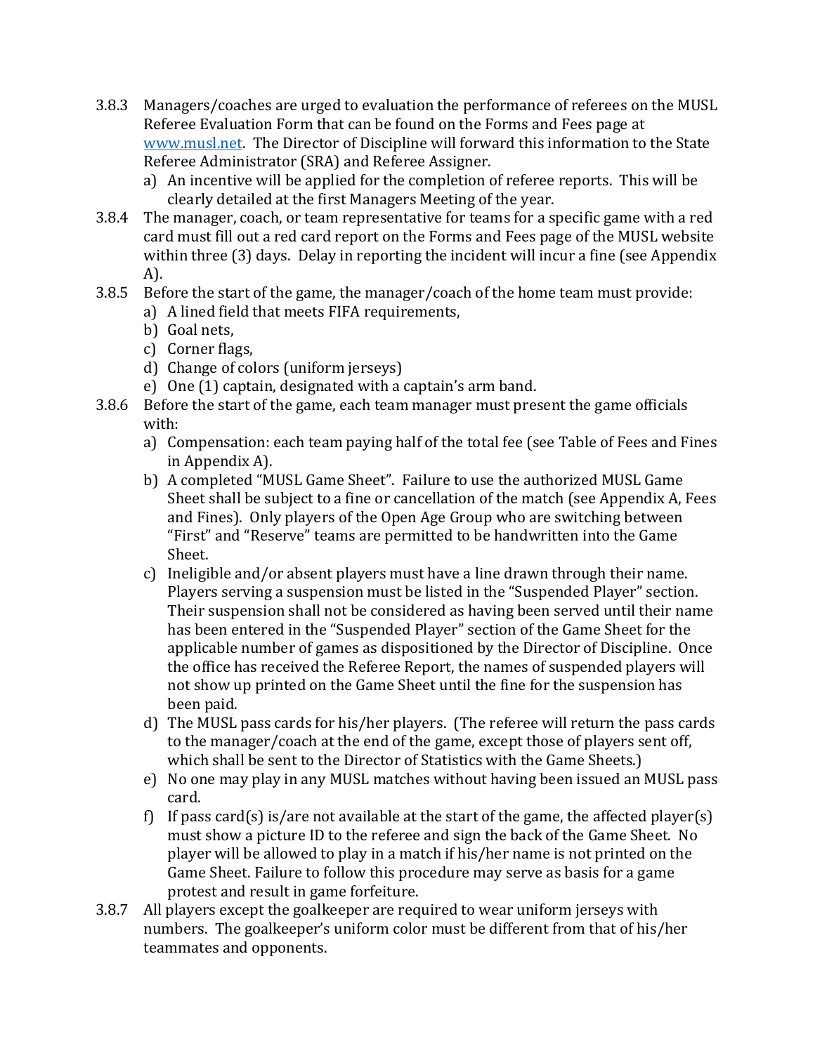3.8.3 Managers/coaches are urged to evaluation the performance of referees on the MUSL Referee Evaluation Form that can be found on the Forms and Fees page at [www.musl.net](http://www.musl.net). The Director of Discipline will forward this information to the State Referee Administrator (SRA) and Referee Assigner.

   a) An incentive will be applied for the completion of referee reports. This will be clearly detailed at the first Managers Meeting of the year.

3.8.4 The manager, coach, or team representative for teams for a specific game with a red card must fill out a red card report on the Forms and Fees page of the MUSL website within three (3) days. Delay in reporting the incident will incur a fine (see Appendix A).

3.8.5 Before the start of the game, the manager/coach of the home team must provide:

   a) A lined field that meets FIFA requirements,
   b) Goal nets,
   c) Corner flags,
   d) Change of colors (uniform jerseys)
   e) One (1) captain, designated with a captain's arm band.

3.8.6 Before the start of the game, each team manager must present the game officials with:

   a) Compensation: each team paying half of the total fee (see Table of Fees and Fines in Appendix A).
   b) A completed "MUSL Game Sheet". Failure to use the authorized MUSL Game Sheet shall be subject to a fine or cancellation of the match (see Appendix A, Fees and Fines). Only players of the Open Age Group who are switching between "First" and "Reserve" teams are permitted to be handwritten into the Game Sheet.
   c) Ineligible and/or absent players must have a line drawn through their name. Players serving a suspension must be listed in the "Suspended Player" section. Their suspension shall not be considered as having been served until their name has been entered in the "Suspended Player" section of the Game Sheet for the applicable number of games as dispositioned by the Director of Discipline. Once the office has received the Referee Report, the names of suspended players will not show up printed on the Game Sheet until the fine for the suspension has been paid.
   d) The MUSL pass cards for his/her players. (The referee will return the pass cards to the manager/coach at the end of the game, except those of players sent off, which shall be sent to the Director of Statistics with the Game Sheets.)
   e) No one may play in any MUSL matches without having been issued an MUSL pass card.
   f) If pass card(s) is/are not available at the start of the game, the affected player(s) must show a picture ID to the referee and sign the back of the Game Sheet. No player will be allowed to play in a match if his/her name is not printed on the Game Sheet. Failure to follow this procedure may serve as basis for a game protest and result in game forfeiture.

3.8.7 All players except the goalkeeper are required to wear uniform jerseys with numbers. The goalkeeper's uniform color must be different from that of his/her teammates and opponents.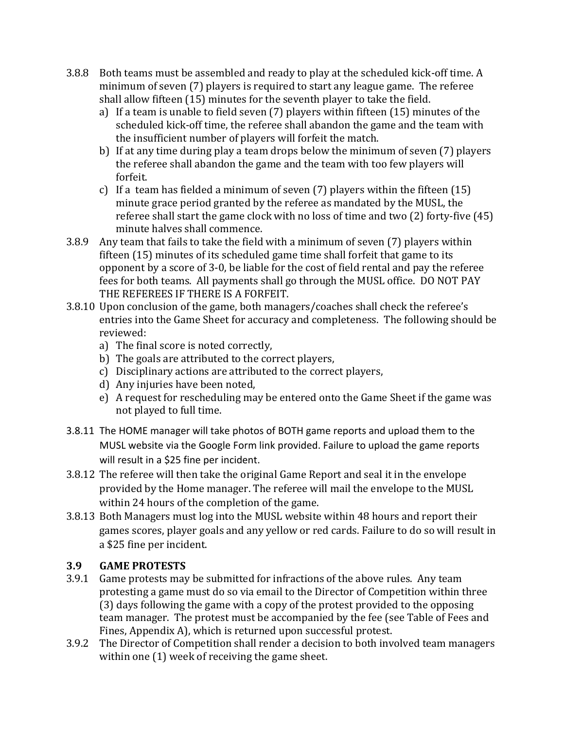3.8.8 Both teams must be assembled and ready to play at the scheduled kick-off time. A minimum of seven (7) players is required to start any league game. The referee shall allow fifteen (15) minutes for the seventh player to take the field.

a) If a team is unable to field seven (7) players within fifteen (15) minutes of the scheduled kick-off time, the referee shall abandon the game and the team with the insufficient number of players will forfeit the match.
b) If at any time during play a team drops below the minimum of seven (7) players the referee shall abandon the game and the team with too few players will forfeit.
c) If a team has fielded a minimum of seven (7) players within the fifteen (15) minute grace period granted by the referee as mandated by the MUSL, the referee shall start the game clock with no loss of time and two (2) forty-five (45) minute halves shall commence.

3.8.9 Any team that fails to take the field with a minimum of seven (7) players within fifteen (15) minutes of its scheduled game time shall forfeit that game to its opponent by a score of 3-0, be liable for the cost of field rental and pay the referee fees for both teams. All payments shall go through the MUSL office. DO NOT PAY THE REFEREES IF THERE IS A FORFEIT.

3.8.10 Upon conclusion of the game, both managers/coaches shall check the referee's entries into the Game Sheet for accuracy and completeness. The following should be reviewed:

a) The final score is noted correctly,
b) The goals are attributed to the correct players,
c) Disciplinary actions are attributed to the correct players,
d) Any injuries have been noted,
e) A request for rescheduling may be entered onto the Game Sheet if the game was not played to full time.

3.8.11 The HOME manager will take photos of BOTH game reports and upload them to the MUSL website via the Google Form link provided. Failure to upload the game reports will result in a $25 fine per incident.

3.8.12 The referee will then take the original Game Report and seal it in the envelope provided by the Home manager. The referee will mail the envelope to the MUSL within 24 hours of the completion of the game.

3.8.13 Both Managers must log into the MUSL website within 48 hours and report their games scores, player goals and any yellow or red cards. Failure to do so will result in a $25 fine per incident.

### 3.9 GAME PROTESTS

3.9.1 Game protests may be submitted for infractions of the above rules. Any team protesting a game must do so via email to the Director of Competition within three (3) days following the game with a copy of the protest provided to the opposing team manager. The protest must be accompanied by the fee (see Table of Fees and Fines, Appendix A), which is returned upon successful protest.

3.9.2 The Director of Competition shall render a decision to both involved team managers within one (1) week of receiving the game sheet.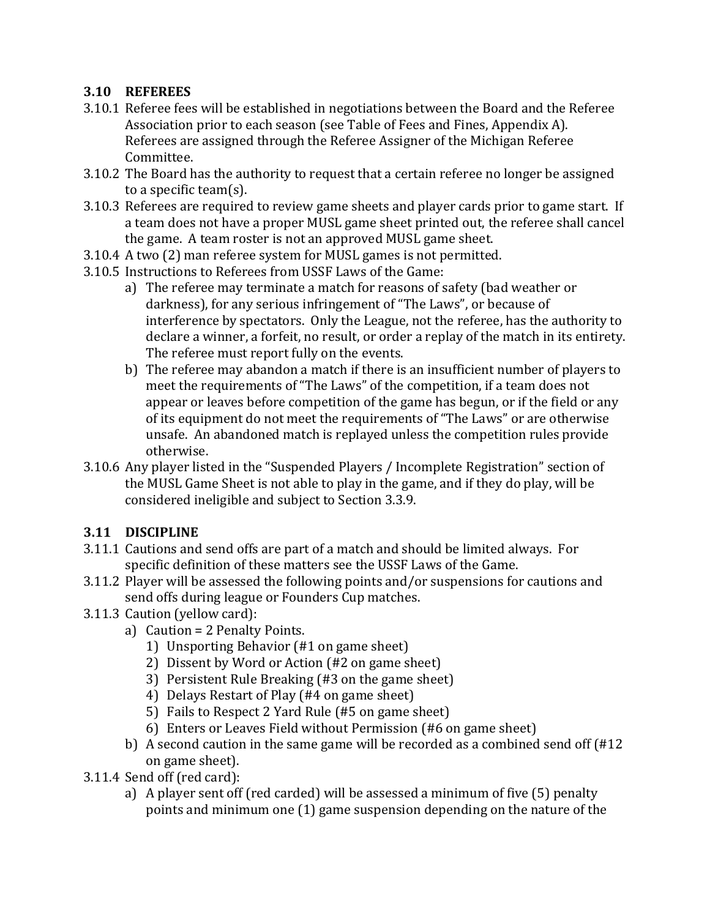### 3.10 REFEREES

3.10.1 Referee fees will be established in negotiations between the Board and the Referee Association prior to each season (see Table of Fees and Fines, Appendix A). Referees are assigned through the Referee Assigner of the Michigan Referee Committee.

3.10.2 The Board has the authority to request that a certain referee no longer be assigned to a specific team(s).

3.10.3 Referees are required to review game sheets and player cards prior to game start. If a team does not have a proper MUSL game sheet printed out, the referee shall cancel the game. A team roster is not an approved MUSL game sheet.

3.10.4 A two (2) man referee system for MUSL games is not permitted.

3.10.5 Instructions to Referees from USSF Laws of the Game:

- a) The referee may terminate a match for reasons of safety (bad weather or darkness), for any serious infringement of "The Laws", or because of interference by spectators. Only the League, not the referee, has the authority to declare a winner, a forfeit, no result, or order a replay of the match in its entirety. The referee must report fully on the events.
- b) The referee may abandon a match if there is an insufficient number of players to meet the requirements of "The Laws" of the competition, if a team does not appear or leaves before competition of the game has begun, or if the field or any of its equipment do not meet the requirements of "The Laws" or are otherwise unsafe. An abandoned match is replayed unless the competition rules provide otherwise.

3.10.6 Any player listed in the "Suspended Players / Incomplete Registration" section of the MUSL Game Sheet is not able to play in the game, and if they do play, will be considered ineligible and subject to Section 3.3.9.

### 3.11 DISCIPLINE

3.11.1 Cautions and send offs are part of a match and should be limited always. For specific definition of these matters see the USSF Laws of the Game.

3.11.2 Player will be assessed the following points and/or suspensions for cautions and send offs during league or Founders Cup matches.

3.11.3 Caution (yellow card):

- a) Caution = 2 Penalty Points.
  1) Unsporting Behavior (#1 on game sheet)
  2) Dissent by Word or Action (#2 on game sheet)
  3) Persistent Rule Breaking (#3 on the game sheet)
  4) Delays Restart of Play (#4 on game sheet)
  5) Fails to Respect 2 Yard Rule (#5 on game sheet)
  6) Enters or Leaves Field without Permission (#6 on game sheet)
- b) A second caution in the same game will be recorded as a combined send off (#12 on game sheet).

3.11.4 Send off (red card):

- a) A player sent off (red carded) will be assessed a minimum of five (5) penalty points and minimum one (1) game suspension depending on the nature of the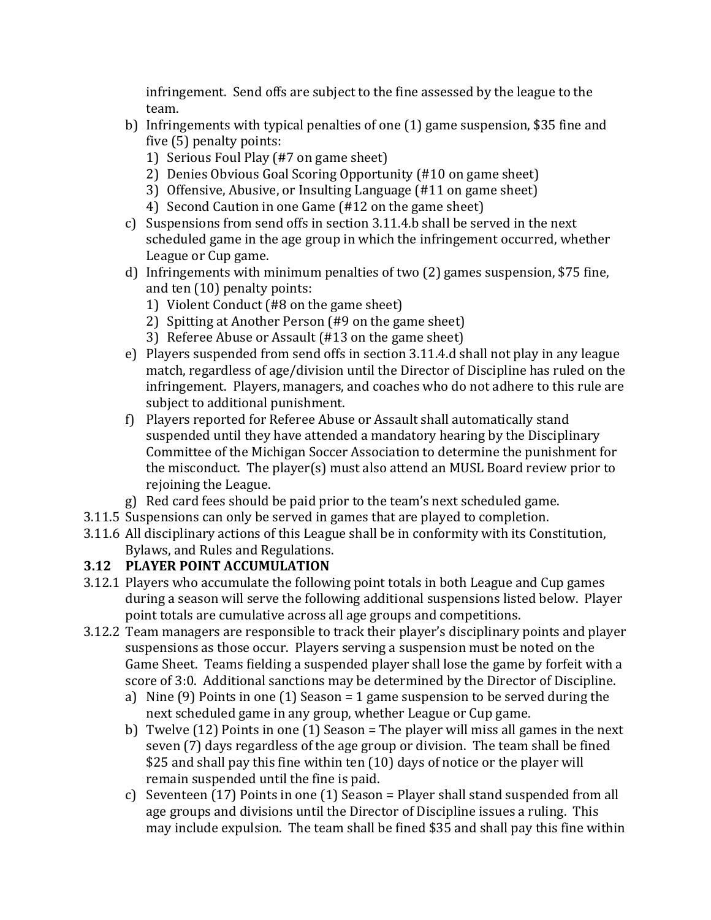infringement. Send offs are subject to the fine assessed by the league to the team.

b) Infringements with typical penalties of one (1) game suspension, $35 fine and five (5) penalty points:
   1) Serious Foul Play (#7 on game sheet)
   2) Denies Obvious Goal Scoring Opportunity (#10 on game sheet)
   3) Offensive, Abusive, or Insulting Language (#11 on game sheet)
   4) Second Caution in one Game (#12 on the game sheet)

c) Suspensions from send offs in section 3.11.4.b shall be served in the next scheduled game in the age group in which the infringement occurred, whether League or Cup game.

d) Infringements with minimum penalties of two (2) games suspension, $75 fine, and ten (10) penalty points:
   1) Violent Conduct (#8 on the game sheet)
   2) Spitting at Another Person (#9 on the game sheet)
   3) Referee Abuse or Assault (#13 on the game sheet)

e) Players suspended from send offs in section 3.11.4.d shall not play in any league match, regardless of age/division until the Director of Discipline has ruled on the infringement. Players, managers, and coaches who do not adhere to this rule are subject to additional punishment.

f) Players reported for Referee Abuse or Assault shall automatically stand suspended until they have attended a mandatory hearing by the Disciplinary Committee of the Michigan Soccer Association to determine the punishment for the misconduct. The player(s) must also attend an MUSL Board review prior to rejoining the League.

g) Red card fees should be paid prior to the team's next scheduled game.

3.11.5 Suspensions can only be served in games that are played to completion.

3.11.6 All disciplinary actions of this League shall be in conformity with its Constitution, Bylaws, and Rules and Regulations.

### 3.12 PLAYER POINT ACCUMULATION

3.12.1 Players who accumulate the following point totals in both League and Cup games during a season will serve the following additional suspensions listed below. Player point totals are cumulative across all age groups and competitions.

3.12.2 Team managers are responsible to track their player's disciplinary points and player suspensions as those occur. Players serving a suspension must be noted on the Game Sheet. Teams fielding a suspended player shall lose the game by forfeit with a score of 3:0. Additional sanctions may be determined by the Director of Discipline.

a) Nine (9) Points in one (1) Season = 1 game suspension to be served during the next scheduled game in any group, whether League or Cup game.

b) Twelve (12) Points in one (1) Season = The player will miss all games in the next seven (7) days regardless of the age group or division. The team shall be fined $25 and shall pay this fine within ten (10) days of notice or the player will remain suspended until the fine is paid.

c) Seventeen (17) Points in one (1) Season = Player shall stand suspended from all age groups and divisions until the Director of Discipline issues a ruling. This may include expulsion. The team shall be fined $35 and shall pay this fine within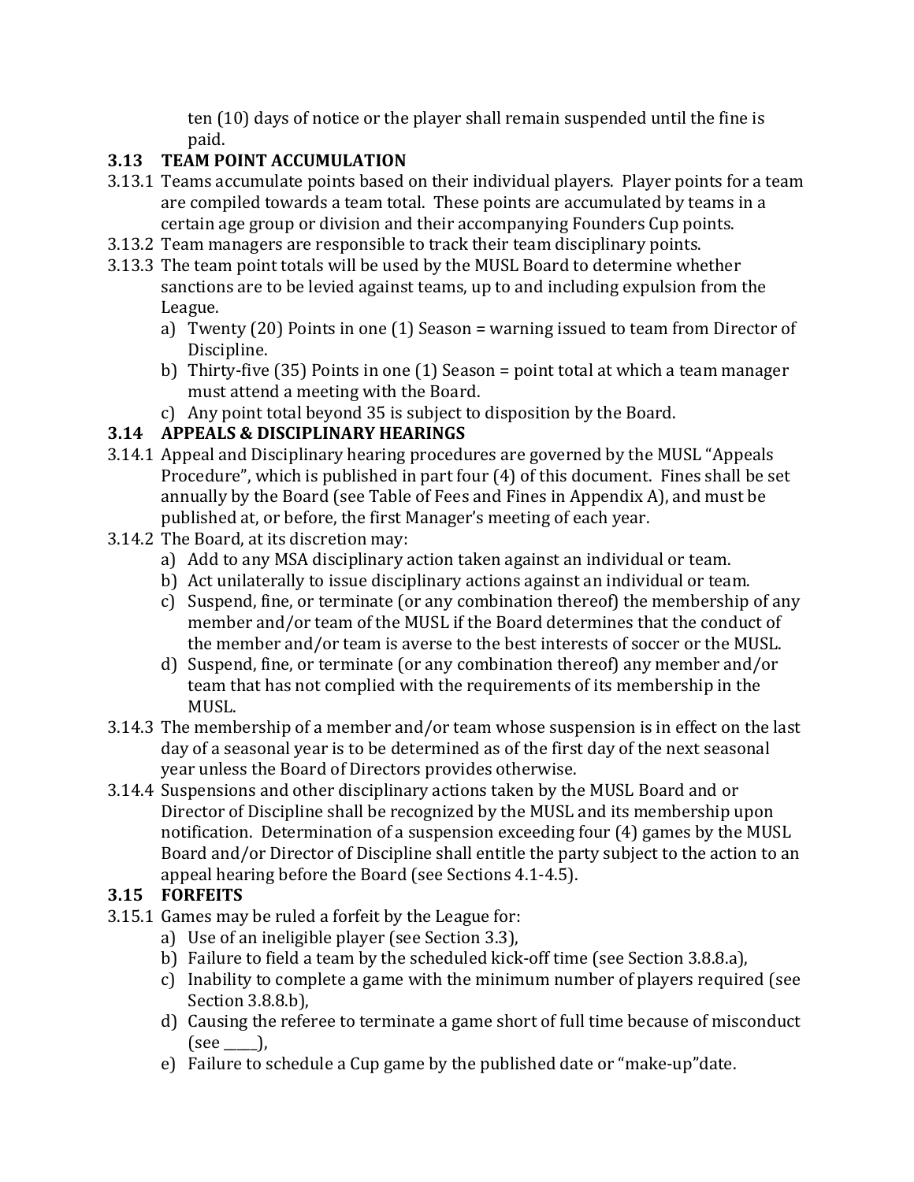ten (10) days of notice or the player shall remain suspended until the fine is paid.

### 3.13 TEAM POINT ACCUMULATION

3.13.1 Teams accumulate points based on their individual players. Player points for a team are compiled towards a team total. These points are accumulated by teams in a certain age group or division and their accompanying Founders Cup points.

3.13.2 Team managers are responsible to track their team disciplinary points.

3.13.3 The team point totals will be used by the MUSL Board to determine whether sanctions are to be levied against teams, up to and including expulsion from the League.

- a) Twenty (20) Points in one (1) Season = warning issued to team from Director of Discipline.
- b) Thirty-five (35) Points in one (1) Season = point total at which a team manager must attend a meeting with the Board.
- c) Any point total beyond 35 is subject to disposition by the Board.

### 3.14 APPEALS & DISCIPLINARY HEARINGS

3.14.1 Appeal and Disciplinary hearing procedures are governed by the MUSL "Appeals Procedure", which is published in part four (4) of this document. Fines shall be set annually by the Board (see Table of Fees and Fines in Appendix A), and must be published at, or before, the first Manager's meeting of each year.

3.14.2 The Board, at its discretion may:

- a) Add to any MSA disciplinary action taken against an individual or team.
- b) Act unilaterally to issue disciplinary actions against an individual or team.
- c) Suspend, fine, or terminate (or any combination thereof) the membership of any member and/or team of the MUSL if the Board determines that the conduct of the member and/or team is averse to the best interests of soccer or the MUSL.
- d) Suspend, fine, or terminate (or any combination thereof) any member and/or team that has not complied with the requirements of its membership in the MUSL.

3.14.3 The membership of a member and/or team whose suspension is in effect on the last day of a seasonal year is to be determined as of the first day of the next seasonal year unless the Board of Directors provides otherwise.

3.14.4 Suspensions and other disciplinary actions taken by the MUSL Board and or Director of Discipline shall be recognized by the MUSL and its membership upon notification. Determination of a suspension exceeding four (4) games by the MUSL Board and/or Director of Discipline shall entitle the party subject to the action to an appeal hearing before the Board (see Sections 4.1-4.5).

### 3.15 FORFEITS

3.15.1 Games may be ruled a forfeit by the League for:

- a) Use of an ineligible player (see Section 3.3),
- b) Failure to field a team by the scheduled kick-off time (see Section 3.8.8.a),
- c) Inability to complete a game with the minimum number of players required (see Section 3.8.8.b),
- d) Causing the referee to terminate a game short of full time because of misconduct (see _____),
- e) Failure to schedule a Cup game by the published date or "make-up"date.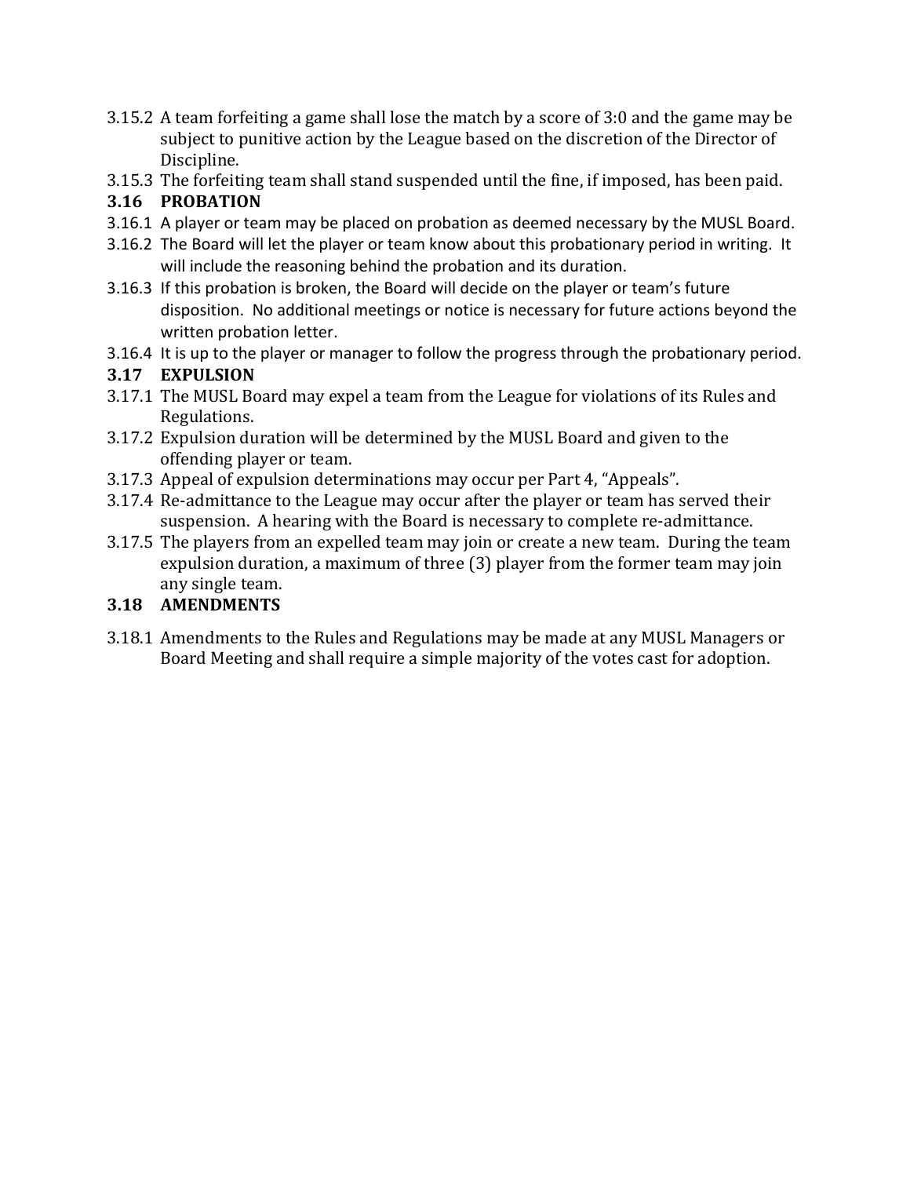3.15.2 A team forfeiting a game shall lose the match by a score of 3:0 and the game may be subject to punitive action by the League based on the discretion of the Director of Discipline.

3.15.3 The forfeiting team shall stand suspended until the fine, if imposed, has been paid.

### 3.16 PROBATION

3.16.1 A player or team may be placed on probation as deemed necessary by the MUSL Board.

3.16.2 The Board will let the player or team know about this probationary period in writing. It will include the reasoning behind the probation and its duration.

3.16.3 If this probation is broken, the Board will decide on the player or team's future disposition. No additional meetings or notice is necessary for future actions beyond the written probation letter.

3.16.4 It is up to the player or manager to follow the progress through the probationary period.

### 3.17 EXPULSION

3.17.1 The MUSL Board may expel a team from the League for violations of its Rules and Regulations.

3.17.2 Expulsion duration will be determined by the MUSL Board and given to the offending player or team.

3.17.3 Appeal of expulsion determinations may occur per Part 4, "Appeals".

3.17.4 Re-admittance to the League may occur after the player or team has served their suspension. A hearing with the Board is necessary to complete re-admittance.

3.17.5 The players from an expelled team may join or create a new team. During the team expulsion duration, a maximum of three (3) player from the former team may join any single team.

### 3.18 AMENDMENTS

3.18.1 Amendments to the Rules and Regulations may be made at any MUSL Managers or Board Meeting and shall require a simple majority of the votes cast for adoption.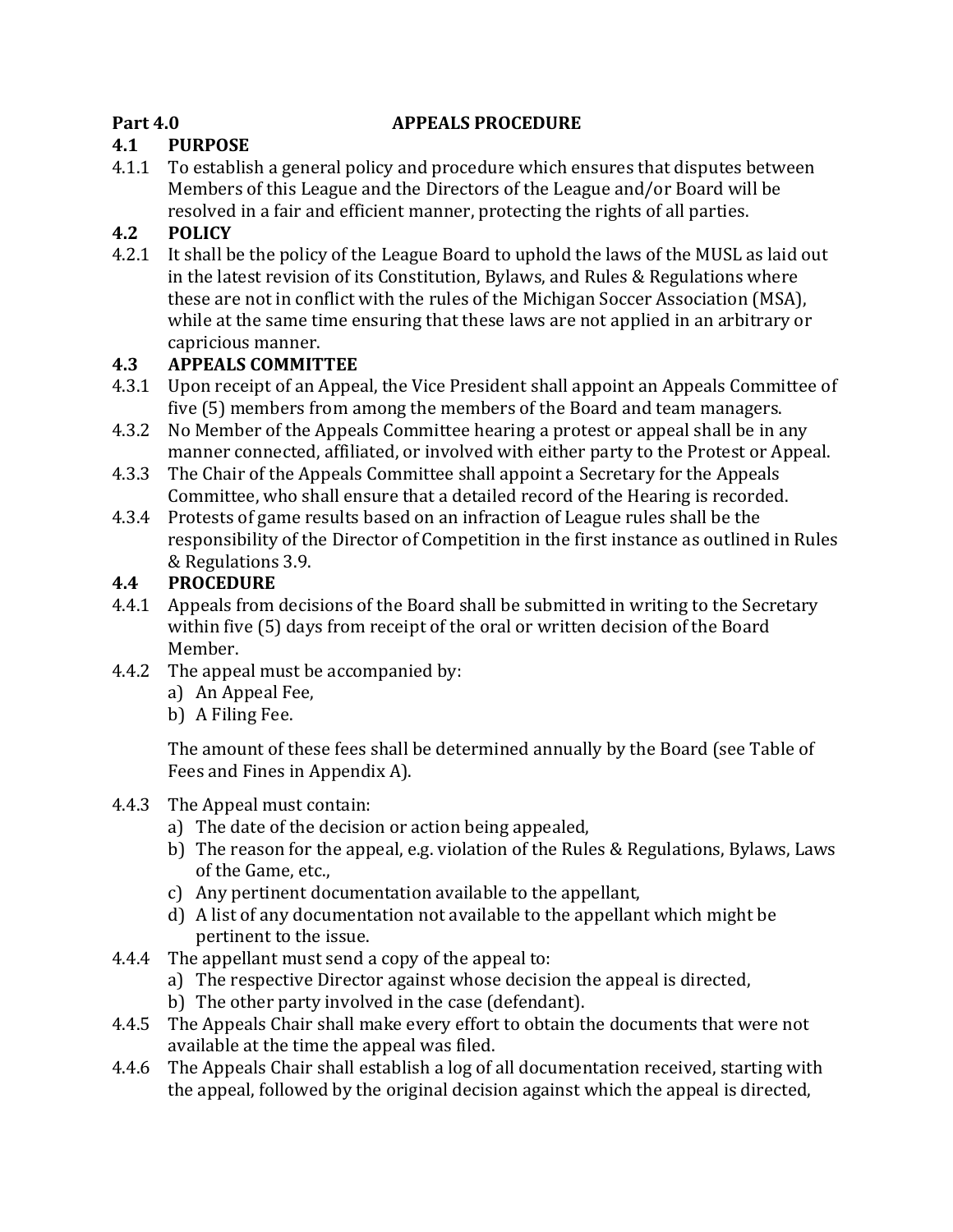## Part 4.0 APPEALS PROCEDURE

### 4.1 PURPOSE

4.1.1 To establish a general policy and procedure which ensures that disputes between Members of this League and the Directors of the League and/or Board will be resolved in a fair and efficient manner, protecting the rights of all parties.

### 4.2 POLICY

4.2.1 It shall be the policy of the League Board to uphold the laws of the MUSL as laid out in the latest revision of its Constitution, Bylaws, and Rules & Regulations where these are not in conflict with the rules of the Michigan Soccer Association (MSA), while at the same time ensuring that these laws are not applied in an arbitrary or capricious manner.

### 4.3 APPEALS COMMITTEE

4.3.1 Upon receipt of an Appeal, the Vice President shall appoint an Appeals Committee of five (5) members from among the members of the Board and team managers.

4.3.2 No Member of the Appeals Committee hearing a protest or appeal shall be in any manner connected, affiliated, or involved with either party to the Protest or Appeal.

4.3.3 The Chair of the Appeals Committee shall appoint a Secretary for the Appeals Committee, who shall ensure that a detailed record of the Hearing is recorded.

4.3.4 Protests of game results based on an infraction of League rules shall be the responsibility of the Director of Competition in the first instance as outlined in Rules & Regulations 3.9.

### 4.4 PROCEDURE

4.4.1 Appeals from decisions of the Board shall be submitted in writing to the Secretary within five (5) days from receipt of the oral or written decision of the Board Member.

4.4.2 The appeal must be accompanied by:

a) An Appeal Fee,
b) A Filing Fee.

The amount of these fees shall be determined annually by the Board (see Table of Fees and Fines in Appendix A).

4.4.3 The Appeal must contain:

a) The date of the decision or action being appealed,
b) The reason for the appeal, e.g. violation of the Rules & Regulations, Bylaws, Laws of the Game, etc.,
c) Any pertinent documentation available to the appellant,
d) A list of any documentation not available to the appellant which might be pertinent to the issue.

4.4.4 The appellant must send a copy of the appeal to:

a) The respective Director against whose decision the appeal is directed,
b) The other party involved in the case (defendant).

4.4.5 The Appeals Chair shall make every effort to obtain the documents that were not available at the time the appeal was filed.

4.4.6 The Appeals Chair shall establish a log of all documentation received, starting with the appeal, followed by the original decision against which the appeal is directed,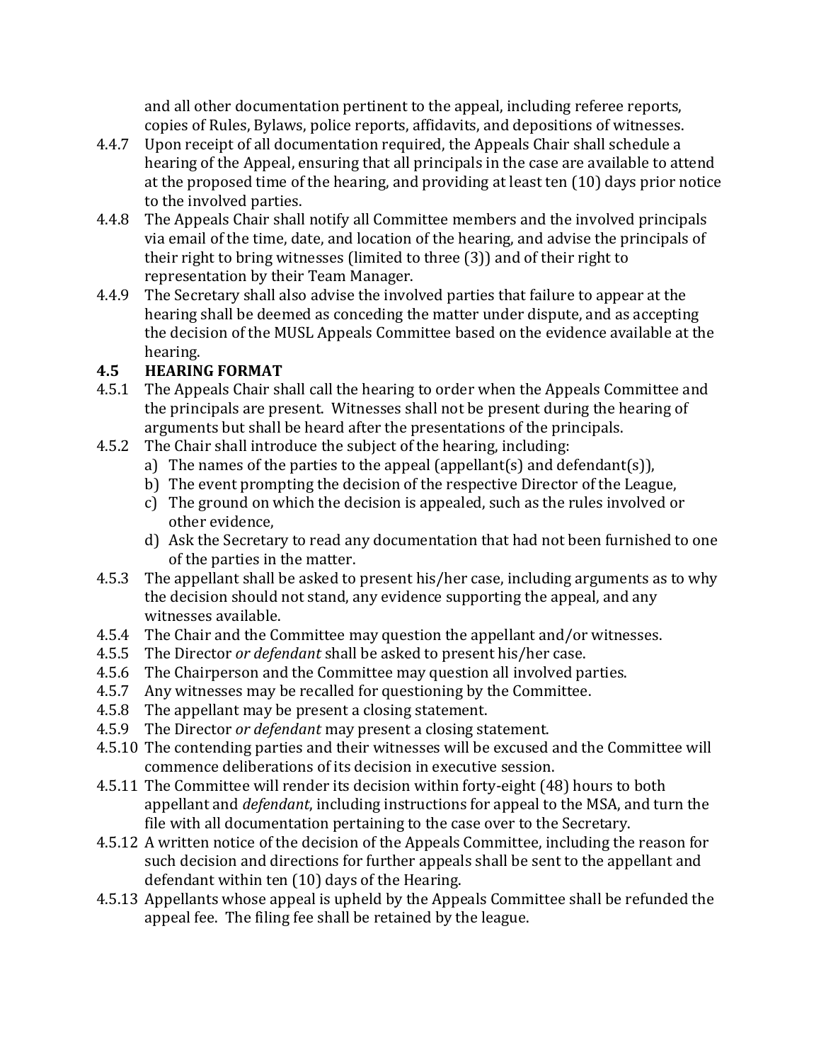and all other documentation pertinent to the appeal, including referee reports, copies of Rules, Bylaws, police reports, affidavits, and depositions of witnesses.

4.4.7 Upon receipt of all documentation required, the Appeals Chair shall schedule a hearing of the Appeal, ensuring that all principals in the case are available to attend at the proposed time of the hearing, and providing at least ten (10) days prior notice to the involved parties.

4.4.8 The Appeals Chair shall notify all Committee members and the involved principals via email of the time, date, and location of the hearing, and advise the principals of their right to bring witnesses (limited to three (3)) and of their right to representation by their Team Manager.

4.4.9 The Secretary shall also advise the involved parties that failure to appear at the hearing shall be deemed as conceding the matter under dispute, and as accepting the decision of the MUSL Appeals Committee based on the evidence available at the hearing.

### 4.5 HEARING FORMAT

4.5.1 The Appeals Chair shall call the hearing to order when the Appeals Committee and the principals are present. Witnesses shall not be present during the hearing of arguments but shall be heard after the presentations of the principals.

4.5.2 The Chair shall introduce the subject of the hearing, including:

a) The names of the parties to the appeal (appellant(s) and defendant(s)),
b) The event prompting the decision of the respective Director of the League,
c) The ground on which the decision is appealed, such as the rules involved or other evidence,
d) Ask the Secretary to read any documentation that had not been furnished to one of the parties in the matter.

4.5.3 The appellant shall be asked to present his/her case, including arguments as to why the decision should not stand, any evidence supporting the appeal, and any witnesses available.

4.5.4 The Chair and the Committee may question the appellant and/or witnesses.

4.5.5 The Director *or defendant* shall be asked to present his/her case.

4.5.6 The Chairperson and the Committee may question all involved parties.

4.5.7 Any witnesses may be recalled for questioning by the Committee.

4.5.8 The appellant may be present a closing statement.

4.5.9 The Director *or defendant* may present a closing statement.

4.5.10 The contending parties and their witnesses will be excused and the Committee will commence deliberations of its decision in executive session.

4.5.11 The Committee will render its decision within forty-eight (48) hours to both appellant and *defendant*, including instructions for appeal to the MSA, and turn the file with all documentation pertaining to the case over to the Secretary.

4.5.12 A written notice of the decision of the Appeals Committee, including the reason for such decision and directions for further appeals shall be sent to the appellant and defendant within ten (10) days of the Hearing.

4.5.13 Appellants whose appeal is upheld by the Appeals Committee shall be refunded the appeal fee. The filing fee shall be retained by the league.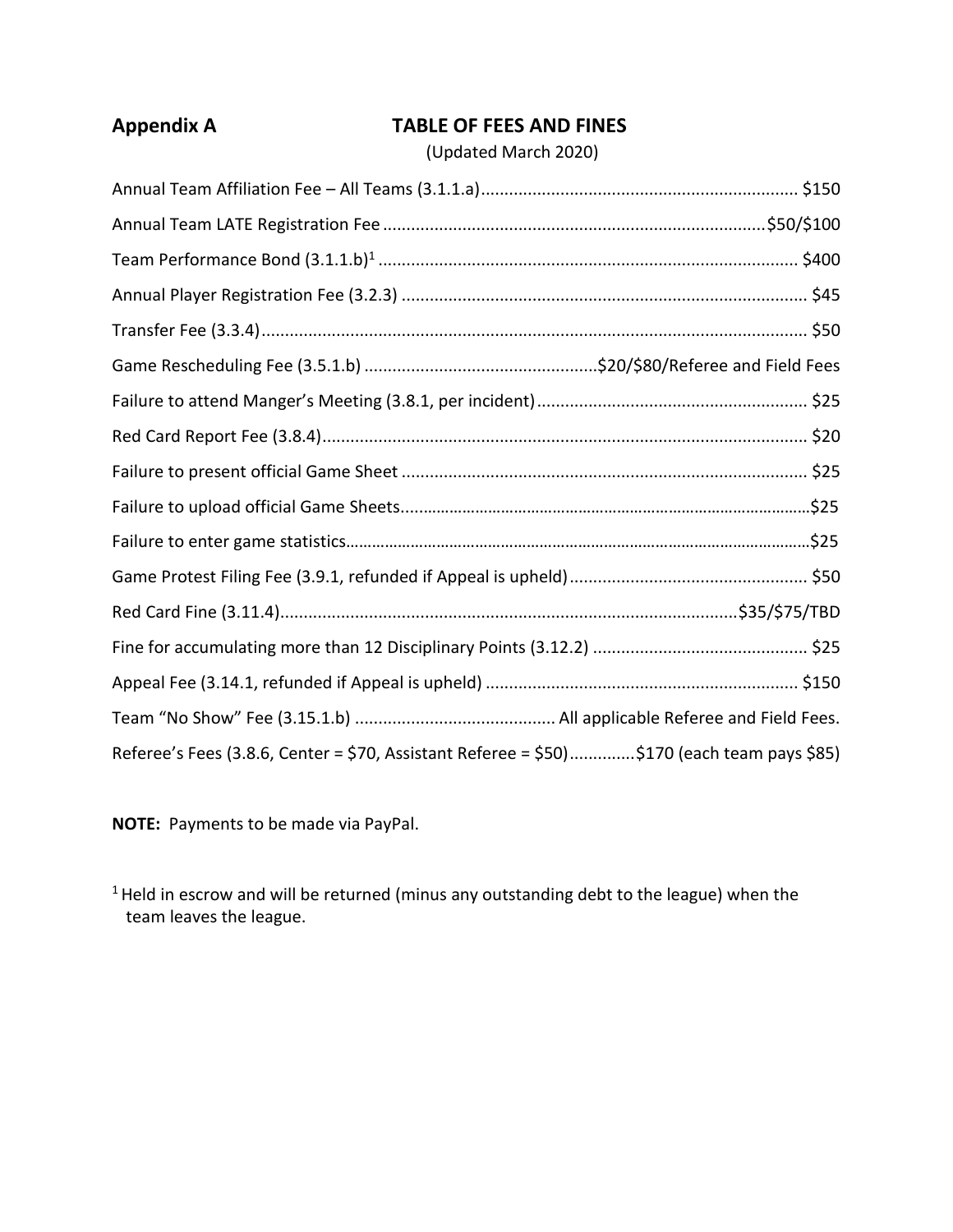## Appendix A — TABLE OF FEES AND FINES

(Updated March 2020)

| Item | Amount |
|---|---|
| Annual Team Affiliation Fee – All Teams (3.1.1.a) | $150 |
| Annual Team LATE Registration Fee | $50/$100 |
| Team Performance Bond (3.1.1.b)[1] | $400 |
| Annual Player Registration Fee (3.2.3) | $45 |
| Transfer Fee (3.3.4) | $50 |
| Game Rescheduling Fee (3.5.1.b) | $20/$80/Referee and Field Fees |
| Failure to attend Manger's Meeting (3.8.1, per incident) | $25 |
| Red Card Report Fee (3.8.4) | $20 |
| Failure to present official Game Sheet | $25 |
| Failure to upload official Game Sheets | $25 |
| Failure to enter game statistics | $25 |
| Game Protest Filing Fee (3.9.1, refunded if Appeal is upheld) | $50 |
| Red Card Fine (3.11.4) | $35/$75/TBD |
| Fine for accumulating more than 12 Disciplinary Points (3.12.2) | $25 |
| Appeal Fee (3.14.1, refunded if Appeal is upheld) | $150 |
| Team "No Show" Fee (3.15.1.b) | All applicable Referee and Field Fees. |
| Referee's Fees (3.8.6, Center = $70, Assistant Referee = $50) | $170 (each team pays $85) |

**NOTE:** Payments to be made via PayPal.

[1] Held in escrow and will be returned (minus any outstanding debt to the league) when the team leaves the league.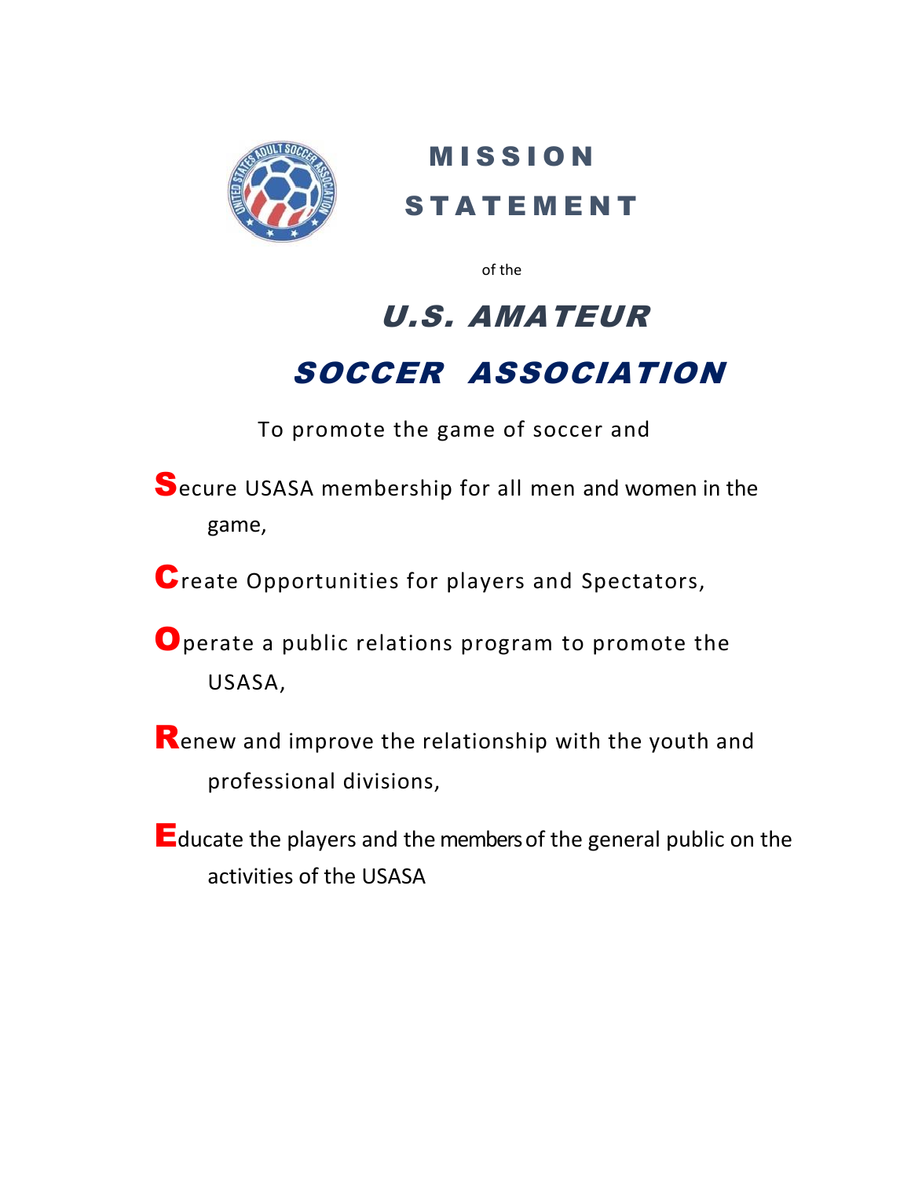# MISSION STATEMENT

of the

# *U.S. AMATEUR SOCCER ASSOCIATION*

To promote the game of soccer and

**S**ecure USASA membership for all men and women in the game,

**C**reate Opportunities for players and Spectators,

**O**perate a public relations program to promote the USASA,

**R**enew and improve the relationship with the youth and professional divisions,

**E**ducate the players and the members of the general public on the activities of the USASA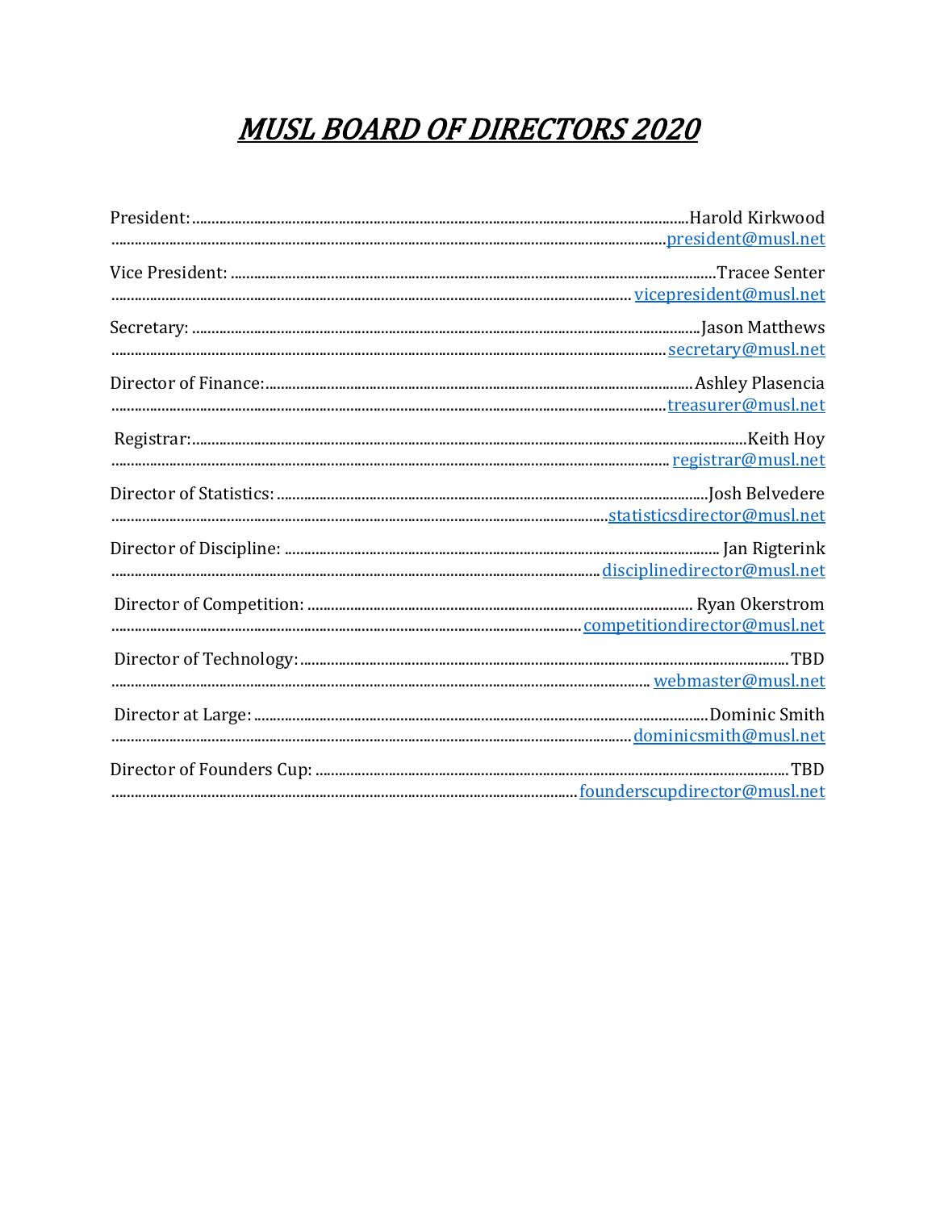# ***MUSL BOARD OF DIRECTORS 2020***

President:..........Harold Kirkwood
..........president@musl.net

Vice President: ..........Tracee Senter
.......... vicepresident@musl.net

Secretary: ..........Jason Matthews
.......... secretary@musl.net

Director of Finance:.......... Ashley Plasencia
..........treasurer@musl.net

Registrar:..........Keith Hoy
.......... registrar@musl.net

Director of Statistics: ..........Josh Belvedere
..........statisticsdirector@musl.net

Director of Discipline: .......... Jan Rigterink
..........disciplinedirector@musl.net

Director of Competition: .......... Ryan Okerstrom
..........competitiondirector@musl.net

Director of Technology:..........TBD
.......... webmaster@musl.net

Director at Large:..........Dominic Smith
..........dominicsmith@musl.net

Director of Founders Cup: ..........TBD
..........founderscupdirector@musl.net